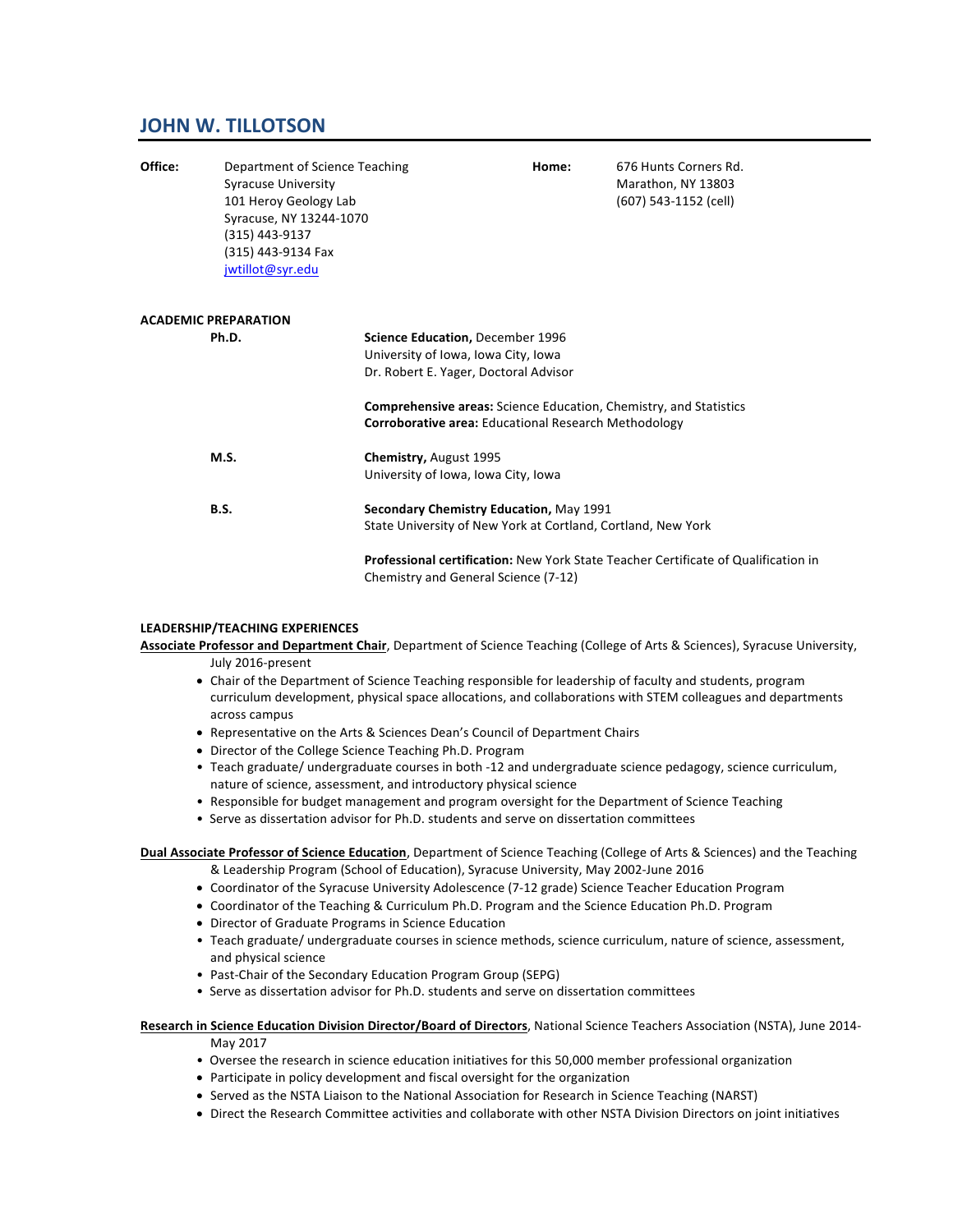# JOHN W. TILLOTSON

**Office:** Department of Science Teaching
Syracuse University
101 Heroy Geology Lab
Syracuse, NY 13244-1070
(315) 443-9137
(315) 443-9134 Fax
jwtillot@syr.edu

**Home:** 676 Hunts Corners Rd.
Marathon, NY 13803
(607) 543-1152 (cell)

## ACADEMIC PREPARATION

**Ph.D.** — **Science Education,** December 1996
University of Iowa, Iowa City, Iowa
Dr. Robert E. Yager, Doctoral Advisor

**Comprehensive areas:** Science Education, Chemistry, and Statistics
**Corroborative area:** Educational Research Methodology

**M.S.** — **Chemistry,** August 1995
University of Iowa, Iowa City, Iowa

**B.S.** — **Secondary Chemistry Education,** May 1991
State University of New York at Cortland, Cortland, New York

**Professional certification:** New York State Teacher Certificate of Qualification in Chemistry and General Science (7-12)

## LEADERSHIP/TEACHING EXPERIENCES

**Associate Professor and Department Chair**, Department of Science Teaching (College of Arts & Sciences), Syracuse University, July 2016-present

- Chair of the Department of Science Teaching responsible for leadership of faculty and students, program curriculum development, physical space allocations, and collaborations with STEM colleagues and departments across campus
- Representative on the Arts & Sciences Dean's Council of Department Chairs
- Director of the College Science Teaching Ph.D. Program
- Teach graduate/ undergraduate courses in both -12 and undergraduate science pedagogy, science curriculum, nature of science, assessment, and introductory physical science
- Responsible for budget management and program oversight for the Department of Science Teaching
- Serve as dissertation advisor for Ph.D. students and serve on dissertation committees

**Dual Associate Professor of Science Education**, Department of Science Teaching (College of Arts & Sciences) and the Teaching & Leadership Program (School of Education), Syracuse University, May 2002-June 2016

- Coordinator of the Syracuse University Adolescence (7-12 grade) Science Teacher Education Program
- Coordinator of the Teaching & Curriculum Ph.D. Program and the Science Education Ph.D. Program
- Director of Graduate Programs in Science Education
- Teach graduate/ undergraduate courses in science methods, science curriculum, nature of science, assessment, and physical science
- Past-Chair of the Secondary Education Program Group (SEPG)
- Serve as dissertation advisor for Ph.D. students and serve on dissertation committees

**Research in Science Education Division Director/Board of Directors**, National Science Teachers Association (NSTA), June 2014-May 2017

- Oversee the research in science education initiatives for this 50,000 member professional organization
- Participate in policy development and fiscal oversight for the organization
- Served as the NSTA Liaison to the National Association for Research in Science Teaching (NARST)
- Direct the Research Committee activities and collaborate with other NSTA Division Directors on joint initiatives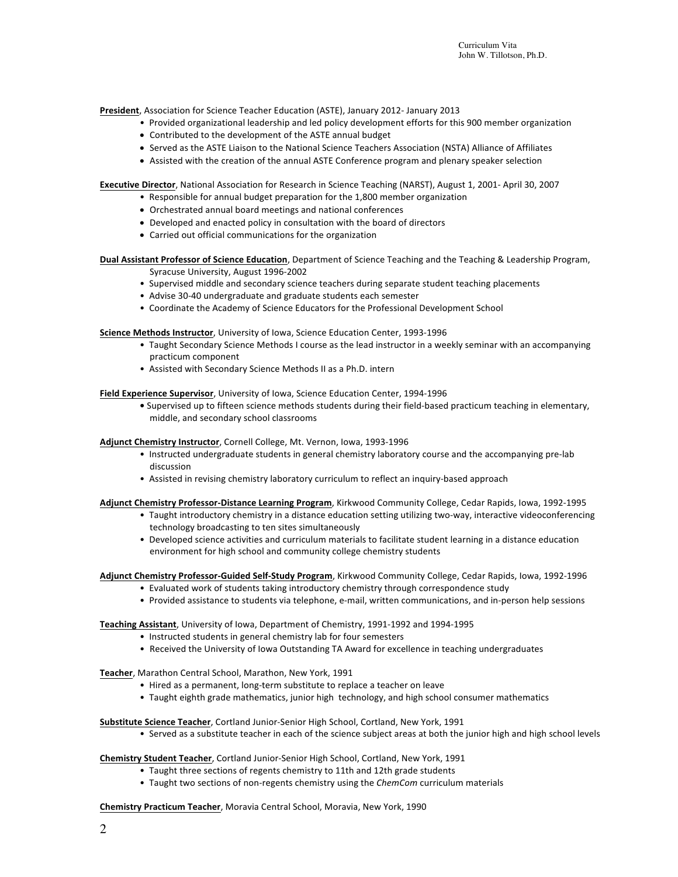**President**, Association for Science Teacher Education (ASTE), January 2012- January 2013

- Provided organizational leadership and led policy development efforts for this 900 member organization
- Contributed to the development of the ASTE annual budget
- Served as the ASTE Liaison to the National Science Teachers Association (NSTA) Alliance of Affiliates
- Assisted with the creation of the annual ASTE Conference program and plenary speaker selection

**Executive Director**, National Association for Research in Science Teaching (NARST), August 1, 2001- April 30, 2007

- Responsible for annual budget preparation for the 1,800 member organization
- Orchestrated annual board meetings and national conferences
- Developed and enacted policy in consultation with the board of directors
- Carried out official communications for the organization

**Dual Assistant Professor of Science Education**, Department of Science Teaching and the Teaching & Leadership Program, Syracuse University, August 1996-2002

- Supervised middle and secondary science teachers during separate student teaching placements
- Advise 30-40 undergraduate and graduate students each semester
- Coordinate the Academy of Science Educators for the Professional Development School

**Science Methods Instructor**, University of Iowa, Science Education Center, 1993-1996

- Taught Secondary Science Methods I course as the lead instructor in a weekly seminar with an accompanying practicum component
- Assisted with Secondary Science Methods II as a Ph.D. intern

**Field Experience Supervisor**, University of Iowa, Science Education Center, 1994-1996

- Supervised up to fifteen science methods students during their field-based practicum teaching in elementary, middle, and secondary school classrooms

**Adjunct Chemistry Instructor**, Cornell College, Mt. Vernon, Iowa, 1993-1996

- Instructed undergraduate students in general chemistry laboratory course and the accompanying pre-lab discussion
- Assisted in revising chemistry laboratory curriculum to reflect an inquiry-based approach

**Adjunct Chemistry Professor-Distance Learning Program**, Kirkwood Community College, Cedar Rapids, Iowa, 1992-1995

- Taught introductory chemistry in a distance education setting utilizing two-way, interactive videoconferencing technology broadcasting to ten sites simultaneously
- Developed science activities and curriculum materials to facilitate student learning in a distance education environment for high school and community college chemistry students

**Adjunct Chemistry Professor-Guided Self-Study Program**, Kirkwood Community College, Cedar Rapids, Iowa, 1992-1996

- Evaluated work of students taking introductory chemistry through correspondence study
- Provided assistance to students via telephone, e-mail, written communications, and in-person help sessions

**Teaching Assistant**, University of Iowa, Department of Chemistry, 1991-1992 and 1994-1995

- Instructed students in general chemistry lab for four semesters
- Received the University of Iowa Outstanding TA Award for excellence in teaching undergraduates

**Teacher**, Marathon Central School, Marathon, New York, 1991

- Hired as a permanent, long-term substitute to replace a teacher on leave
- Taught eighth grade mathematics, junior high technology, and high school consumer mathematics

**Substitute Science Teacher**, Cortland Junior-Senior High School, Cortland, New York, 1991

- Served as a substitute teacher in each of the science subject areas at both the junior high and high school levels

**Chemistry Student Teacher**, Cortland Junior-Senior High School, Cortland, New York, 1991

- Taught three sections of regents chemistry to 11th and 12th grade students
- Taught two sections of non-regents chemistry using the *ChemCom* curriculum materials

**Chemistry Practicum Teacher**, Moravia Central School, Moravia, New York, 1990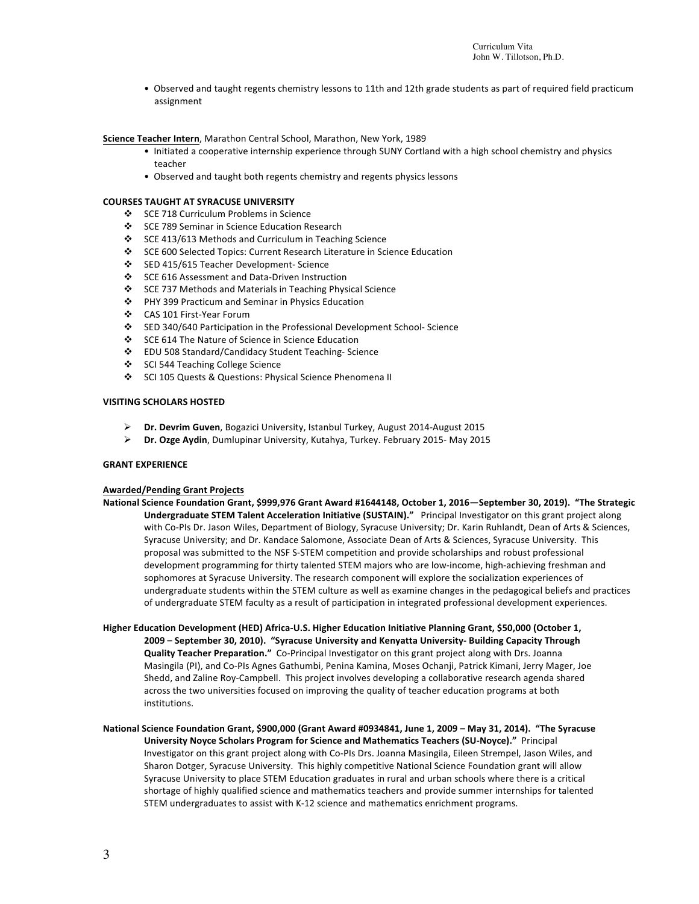- Observed and taught regents chemistry lessons to 11th and 12th grade students as part of required field practicum assignment

**Science Teacher Intern**, Marathon Central School, Marathon, New York, 1989

- Initiated a cooperative internship experience through SUNY Cortland with a high school chemistry and physics teacher
- Observed and taught both regents chemistry and regents physics lessons

**COURSES TAUGHT AT SYRACUSE UNIVERSITY**

- SCE 718 Curriculum Problems in Science
- SCE 789 Seminar in Science Education Research
- SCE 413/613 Methods and Curriculum in Teaching Science
- SCE 600 Selected Topics: Current Research Literature in Science Education
- SED 415/615 Teacher Development- Science
- SCE 616 Assessment and Data-Driven Instruction
- SCE 737 Methods and Materials in Teaching Physical Science
- PHY 399 Practicum and Seminar in Physics Education
- CAS 101 First-Year Forum
- SED 340/640 Participation in the Professional Development School- Science
- SCE 614 The Nature of Science in Science Education
- EDU 508 Standard/Candidacy Student Teaching- Science
- SCI 544 Teaching College Science
- SCI 105 Quests & Questions: Physical Science Phenomena II

**VISITING SCHOLARS HOSTED**

- **Dr. Devrim Guven**, Bogazici University, Istanbul Turkey, August 2014-August 2015
- **Dr. Ozge Aydin**, Dumlupinar University, Kutahya, Turkey. February 2015- May 2015

**GRANT EXPERIENCE**

**Awarded/Pending Grant Projects**

**National Science Foundation Grant, $999,976 Grant Award #1644148, October 1, 2016—September 30, 2019). "The Strategic Undergraduate STEM Talent Acceleration Initiative (SUSTAIN)."** Principal Investigator on this grant project along with Co-PIs Dr. Jason Wiles, Department of Biology, Syracuse University; Dr. Karin Ruhlandt, Dean of Arts & Sciences, Syracuse University; and Dr. Kandace Salomone, Associate Dean of Arts & Sciences, Syracuse University. This proposal was submitted to the NSF S-STEM competition and provide scholarships and robust professional development programming for thirty talented STEM majors who are low-income, high-achieving freshman and sophomores at Syracuse University. The research component will explore the socialization experiences of undergraduate students within the STEM culture as well as examine changes in the pedagogical beliefs and practices of undergraduate STEM faculty as a result of participation in integrated professional development experiences.

**Higher Education Development (HED) Africa-U.S. Higher Education Initiative Planning Grant, $50,000 (October 1, 2009 – September 30, 2010). "Syracuse University and Kenyatta University- Building Capacity Through Quality Teacher Preparation."** Co-Principal Investigator on this grant project along with Drs. Joanna Masingila (PI), and Co-PIs Agnes Gathumbi, Penina Kamina, Moses Ochanji, Patrick Kimani, Jerry Mager, Joe Shedd, and Zaline Roy-Campbell. This project involves developing a collaborative research agenda shared across the two universities focused on improving the quality of teacher education programs at both institutions.

**National Science Foundation Grant, $900,000 (Grant Award #0934841, June 1, 2009 – May 31, 2014). "The Syracuse University Noyce Scholars Program for Science and Mathematics Teachers (SU-Noyce)."** Principal Investigator on this grant project along with Co-PIs Drs. Joanna Masingila, Eileen Strempel, Jason Wiles, and Sharon Dotger, Syracuse University. This highly competitive National Science Foundation grant will allow Syracuse University to place STEM Education graduates in rural and urban schools where there is a critical shortage of highly qualified science and mathematics teachers and provide summer internships for talented STEM undergraduates to assist with K-12 science and mathematics enrichment programs.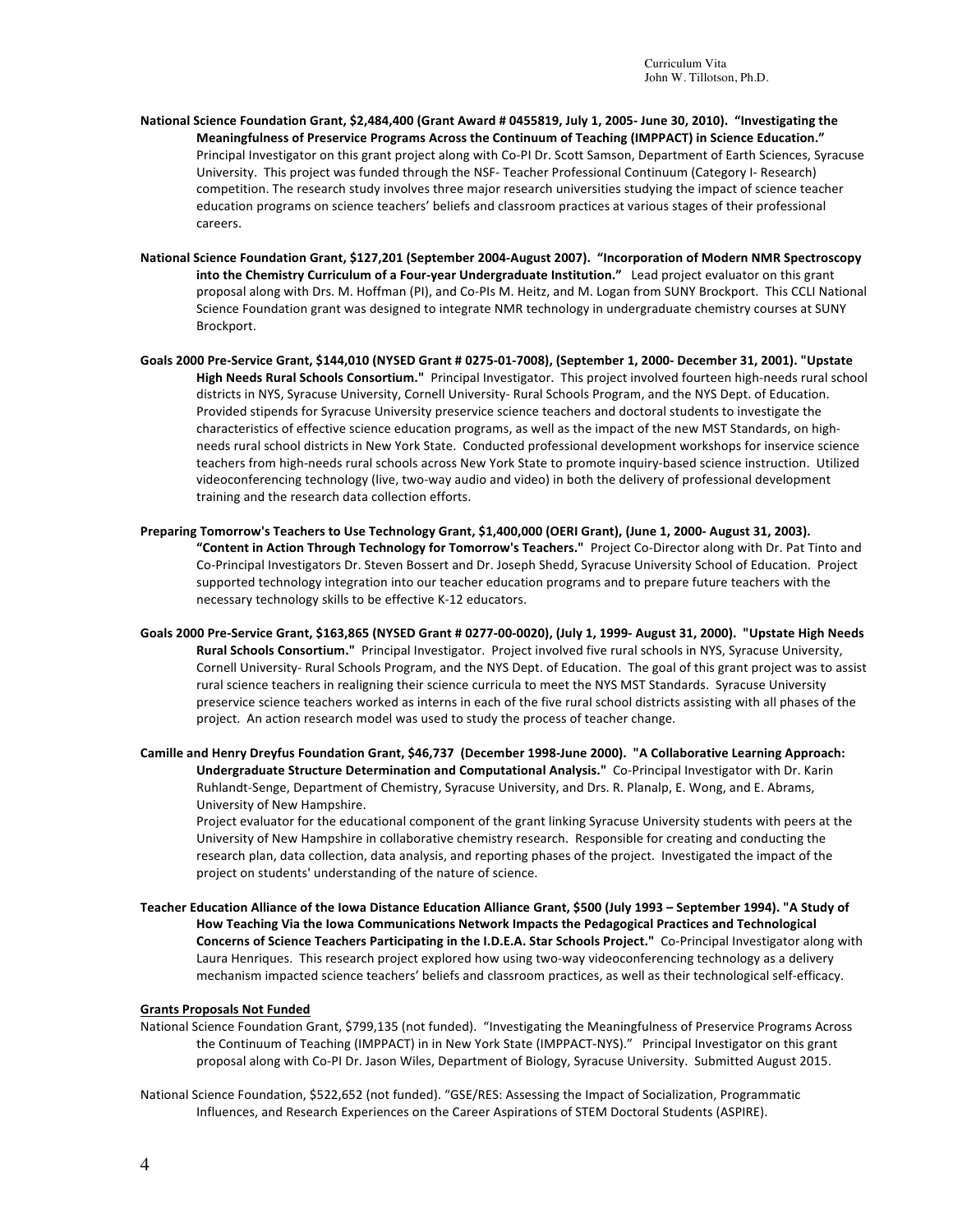**National Science Foundation Grant, $2,484,400 (Grant Award # 0455819, July 1, 2005- June 30, 2010). "Investigating the Meaningfulness of Preservice Programs Across the Continuum of Teaching (IMPPACT) in Science Education."** Principal Investigator on this grant project along with Co-PI Dr. Scott Samson, Department of Earth Sciences, Syracuse University. This project was funded through the NSF- Teacher Professional Continuum (Category I- Research) competition. The research study involves three major research universities studying the impact of science teacher education programs on science teachers' beliefs and classroom practices at various stages of their professional careers.

**National Science Foundation Grant, $127,201 (September 2004-August 2007). "Incorporation of Modern NMR Spectroscopy into the Chemistry Curriculum of a Four-year Undergraduate Institution."** Lead project evaluator on this grant proposal along with Drs. M. Hoffman (PI), and Co-PIs M. Heitz, and M. Logan from SUNY Brockport. This CCLI National Science Foundation grant was designed to integrate NMR technology in undergraduate chemistry courses at SUNY Brockport.

**Goals 2000 Pre-Service Grant, $144,010 (NYSED Grant # 0275-01-7008), (September 1, 2000- December 31, 2001). "Upstate High Needs Rural Schools Consortium."** Principal Investigator. This project involved fourteen high-needs rural school districts in NYS, Syracuse University, Cornell University- Rural Schools Program, and the NYS Dept. of Education. Provided stipends for Syracuse University preservice science teachers and doctoral students to investigate the characteristics of effective science education programs, as well as the impact of the new MST Standards, on high-needs rural school districts in New York State. Conducted professional development workshops for inservice science teachers from high-needs rural schools across New York State to promote inquiry-based science instruction. Utilized videoconferencing technology (live, two-way audio and video) in both the delivery of professional development training and the research data collection efforts.

**Preparing Tomorrow's Teachers to Use Technology Grant, $1,400,000 (OERI Grant), (June 1, 2000- August 31, 2003). "Content in Action Through Technology for Tomorrow's Teachers."** Project Co-Director along with Dr. Pat Tinto and Co-Principal Investigators Dr. Steven Bossert and Dr. Joseph Shedd, Syracuse University School of Education. Project supported technology integration into our teacher education programs and to prepare future teachers with the necessary technology skills to be effective K-12 educators.

**Goals 2000 Pre-Service Grant, $163,865 (NYSED Grant # 0277-00-0020), (July 1, 1999- August 31, 2000). "Upstate High Needs Rural Schools Consortium."** Principal Investigator. Project involved five rural schools in NYS, Syracuse University, Cornell University- Rural Schools Program, and the NYS Dept. of Education. The goal of this grant project was to assist rural science teachers in realigning their science curricula to meet the NYS MST Standards. Syracuse University preservice science teachers worked as interns in each of the five rural school districts assisting with all phases of the project. An action research model was used to study the process of teacher change.

**Camille and Henry Dreyfus Foundation Grant, $46,737 (December 1998-June 2000). "A Collaborative Learning Approach: Undergraduate Structure Determination and Computational Analysis."** Co-Principal Investigator with Dr. Karin Ruhlandt-Senge, Department of Chemistry, Syracuse University, and Drs. R. Planalp, E. Wong, and E. Abrams, University of New Hampshire.
Project evaluator for the educational component of the grant linking Syracuse University students with peers at the University of New Hampshire in collaborative chemistry research. Responsible for creating and conducting the research plan, data collection, data analysis, and reporting phases of the project. Investigated the impact of the project on students' understanding of the nature of science.

**Teacher Education Alliance of the Iowa Distance Education Alliance Grant, $500 (July 1993 – September 1994). "A Study of How Teaching Via the Iowa Communications Network Impacts the Pedagogical Practices and Technological Concerns of Science Teachers Participating in the I.D.E.A. Star Schools Project."** Co-Principal Investigator along with Laura Henriques. This research project explored how using two-way videoconferencing technology as a delivery mechanism impacted science teachers' beliefs and classroom practices, as well as their technological self-efficacy.

**<u>Grants Proposals Not Funded</u>**

National Science Foundation Grant, $799,135 (not funded). "Investigating the Meaningfulness of Preservice Programs Across the Continuum of Teaching (IMPPACT) in in New York State (IMPPACT-NYS)." Principal Investigator on this grant proposal along with Co-PI Dr. Jason Wiles, Department of Biology, Syracuse University. Submitted August 2015.

National Science Foundation, $522,652 (not funded). "GSE/RES: Assessing the Impact of Socialization, Programmatic Influences, and Research Experiences on the Career Aspirations of STEM Doctoral Students (ASPIRE).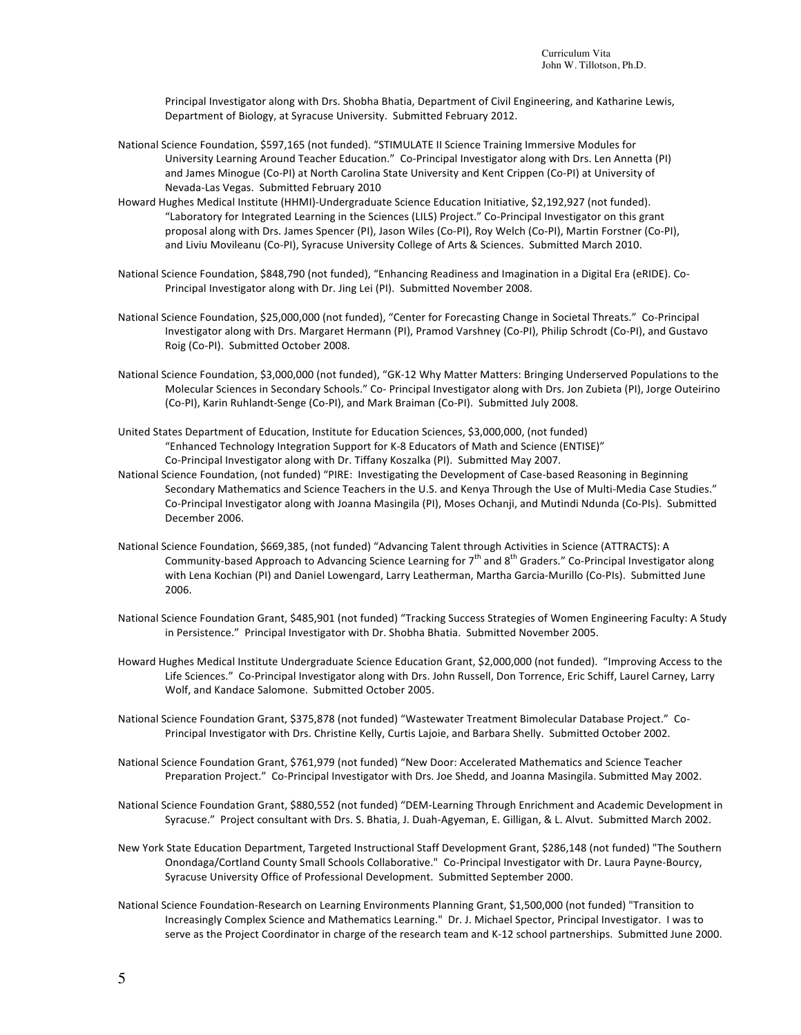Principal Investigator along with Drs. Shobha Bhatia, Department of Civil Engineering, and Katharine Lewis, Department of Biology, at Syracuse University. Submitted February 2012.

National Science Foundation, $597,165 (not funded). "STIMULATE II Science Training Immersive Modules for University Learning Around Teacher Education." Co-Principal Investigator along with Drs. Len Annetta (PI) and James Minogue (Co-PI) at North Carolina State University and Kent Crippen (Co-PI) at University of Nevada-Las Vegas. Submitted February 2010

Howard Hughes Medical Institute (HHMI)-Undergraduate Science Education Initiative, $2,192,927 (not funded). "Laboratory for Integrated Learning in the Sciences (LILS) Project." Co-Principal Investigator on this grant proposal along with Drs. James Spencer (PI), Jason Wiles (Co-PI), Roy Welch (Co-PI), Martin Forstner (Co-PI), and Liviu Movileanu (Co-PI), Syracuse University College of Arts & Sciences. Submitted March 2010.

National Science Foundation, $848,790 (not funded), "Enhancing Readiness and Imagination in a Digital Era (eRIDE). Co-Principal Investigator along with Dr. Jing Lei (PI). Submitted November 2008.

National Science Foundation, $25,000,000 (not funded), "Center for Forecasting Change in Societal Threats." Co-Principal Investigator along with Drs. Margaret Hermann (PI), Pramod Varshney (Co-PI), Philip Schrodt (Co-PI), and Gustavo Roig (Co-PI). Submitted October 2008.

National Science Foundation, $3,000,000 (not funded), "GK-12 Why Matter Matters: Bringing Underserved Populations to the Molecular Sciences in Secondary Schools." Co- Principal Investigator along with Drs. Jon Zubieta (PI), Jorge Outeirino (Co-PI), Karin Ruhlandt-Senge (Co-PI), and Mark Braiman (Co-PI). Submitted July 2008.

United States Department of Education, Institute for Education Sciences, $3,000,000, (not funded) "Enhanced Technology Integration Support for K-8 Educators of Math and Science (ENTISE)" Co-Principal Investigator along with Dr. Tiffany Koszalka (PI). Submitted May 2007.

National Science Foundation, (not funded) "PIRE: Investigating the Development of Case-based Reasoning in Beginning Secondary Mathematics and Science Teachers in the U.S. and Kenya Through the Use of Multi-Media Case Studies." Co-Principal Investigator along with Joanna Masingila (PI), Moses Ochanji, and Mutindi Ndunda (Co-PIs). Submitted December 2006.

National Science Foundation, $669,385, (not funded) "Advancing Talent through Activities in Science (ATTRACTS): A Community-based Approach to Advancing Science Learning for 7th and 8th Graders." Co-Principal Investigator along with Lena Kochian (PI) and Daniel Lowengard, Larry Leatherman, Martha Garcia-Murillo (Co-PIs). Submitted June 2006.

National Science Foundation Grant, $485,901 (not funded) "Tracking Success Strategies of Women Engineering Faculty: A Study in Persistence." Principal Investigator with Dr. Shobha Bhatia. Submitted November 2005.

Howard Hughes Medical Institute Undergraduate Science Education Grant, $2,000,000 (not funded). "Improving Access to the Life Sciences." Co-Principal Investigator along with Drs. John Russell, Don Torrence, Eric Schiff, Laurel Carney, Larry Wolf, and Kandace Salomone. Submitted October 2005.

National Science Foundation Grant, $375,878 (not funded) "Wastewater Treatment Bimolecular Database Project." Co-Principal Investigator with Drs. Christine Kelly, Curtis Lajoie, and Barbara Shelly. Submitted October 2002.

National Science Foundation Grant, $761,979 (not funded) "New Door: Accelerated Mathematics and Science Teacher Preparation Project." Co-Principal Investigator with Drs. Joe Shedd, and Joanna Masingila. Submitted May 2002.

National Science Foundation Grant, $880,552 (not funded) "DEM-Learning Through Enrichment and Academic Development in Syracuse." Project consultant with Drs. S. Bhatia, J. Duah-Agyeman, E. Gilligan, & L. Alvut. Submitted March 2002.

New York State Education Department, Targeted Instructional Staff Development Grant, $286,148 (not funded) "The Southern Onondaga/Cortland County Small Schools Collaborative." Co-Principal Investigator with Dr. Laura Payne-Bourcy, Syracuse University Office of Professional Development. Submitted September 2000.

National Science Foundation-Research on Learning Environments Planning Grant, $1,500,000 (not funded) "Transition to Increasingly Complex Science and Mathematics Learning." Dr. J. Michael Spector, Principal Investigator. I was to serve as the Project Coordinator in charge of the research team and K-12 school partnerships. Submitted June 2000.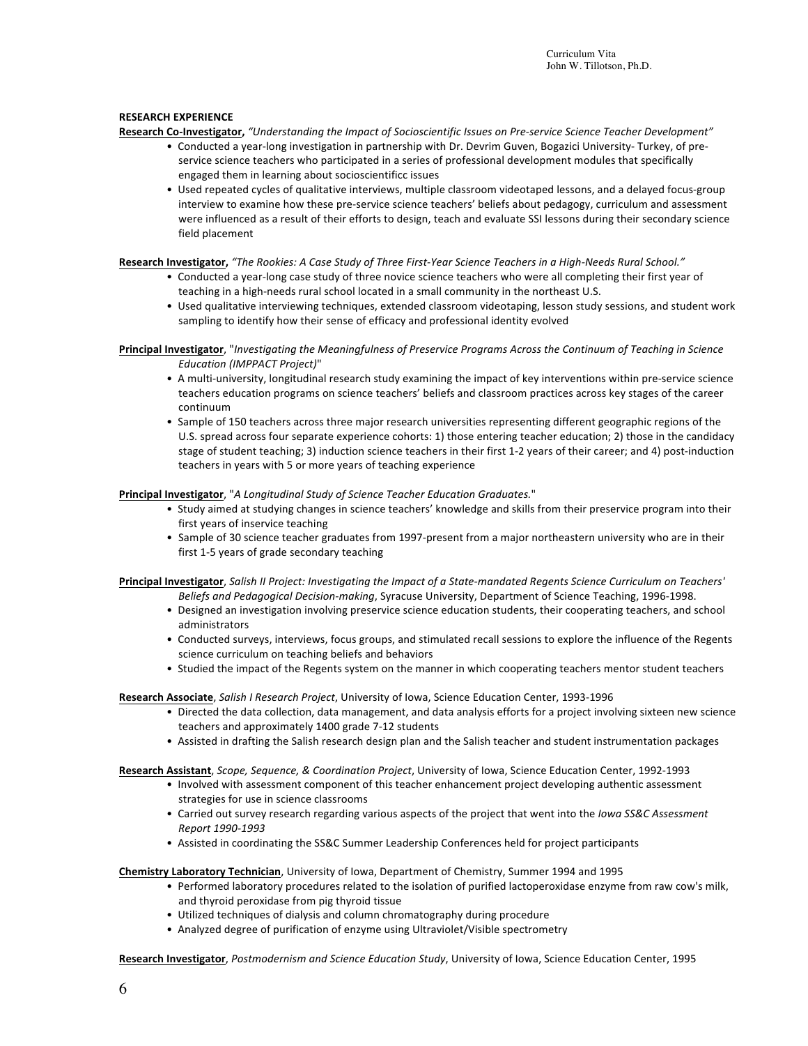**RESEARCH EXPERIENCE**

**Research Co-Investigator,** *"Understanding the Impact of Socioscientific Issues on Pre-service Science Teacher Development"*

- Conducted a year-long investigation in partnership with Dr. Devrim Guven, Bogazici University- Turkey, of pre-service science teachers who participated in a series of professional development modules that specifically engaged them in learning about socioscientificc issues
- Used repeated cycles of qualitative interviews, multiple classroom videotaped lessons, and a delayed focus-group interview to examine how these pre-service science teachers' beliefs about pedagogy, curriculum and assessment were influenced as a result of their efforts to design, teach and evaluate SSI lessons during their secondary science field placement

**Research Investigator,** *"The Rookies: A Case Study of Three First-Year Science Teachers in a High-Needs Rural School."*

- Conducted a year-long case study of three novice science teachers who were all completing their first year of teaching in a high-needs rural school located in a small community in the northeast U.S.
- Used qualitative interviewing techniques, extended classroom videotaping, lesson study sessions, and student work sampling to identify how their sense of efficacy and professional identity evolved

**Principal Investigator**, "*Investigating the Meaningfulness of Preservice Programs Across the Continuum of Teaching in Science Education (IMPPACT Project)*"

- A multi-university, longitudinal research study examining the impact of key interventions within pre-service science teachers education programs on science teachers' beliefs and classroom practices across key stages of the career continuum
- Sample of 150 teachers across three major research universities representing different geographic regions of the U.S. spread across four separate experience cohorts: 1) those entering teacher education; 2) those in the candidacy stage of student teaching; 3) induction science teachers in their first 1-2 years of their career; and 4) post-induction teachers in years with 5 or more years of teaching experience

**Principal Investigator**, "*A Longitudinal Study of Science Teacher Education Graduates.*"

- Study aimed at studying changes in science teachers' knowledge and skills from their preservice program into their first years of inservice teaching
- Sample of 30 science teacher graduates from 1997-present from a major northeastern university who are in their first 1-5 years of grade secondary teaching

**Principal Investigator**, *Salish II Project: Investigating the Impact of a State-mandated Regents Science Curriculum on Teachers' Beliefs and Pedagogical Decision-making*, Syracuse University, Department of Science Teaching, 1996-1998.

- Designed an investigation involving preservice science education students, their cooperating teachers, and school administrators
- Conducted surveys, interviews, focus groups, and stimulated recall sessions to explore the influence of the Regents science curriculum on teaching beliefs and behaviors
- Studied the impact of the Regents system on the manner in which cooperating teachers mentor student teachers

**Research Associate**, *Salish I Research Project*, University of Iowa, Science Education Center, 1993-1996

- Directed the data collection, data management, and data analysis efforts for a project involving sixteen new science teachers and approximately 1400 grade 7-12 students
- Assisted in drafting the Salish research design plan and the Salish teacher and student instrumentation packages

**Research Assistant**, *Scope, Sequence, & Coordination Project*, University of Iowa, Science Education Center, 1992-1993

- Involved with assessment component of this teacher enhancement project developing authentic assessment strategies for use in science classrooms
- Carried out survey research regarding various aspects of the project that went into the *Iowa SS&C Assessment Report 1990-1993*
- Assisted in coordinating the SS&C Summer Leadership Conferences held for project participants

**Chemistry Laboratory Technician**, University of Iowa, Department of Chemistry, Summer 1994 and 1995

- Performed laboratory procedures related to the isolation of purified lactoperoxidase enzyme from raw cow's milk, and thyroid peroxidase from pig thyroid tissue
- Utilized techniques of dialysis and column chromatography during procedure
- Analyzed degree of purification of enzyme using Ultraviolet/Visible spectrometry

**Research Investigator**, *Postmodernism and Science Education Study*, University of Iowa, Science Education Center, 1995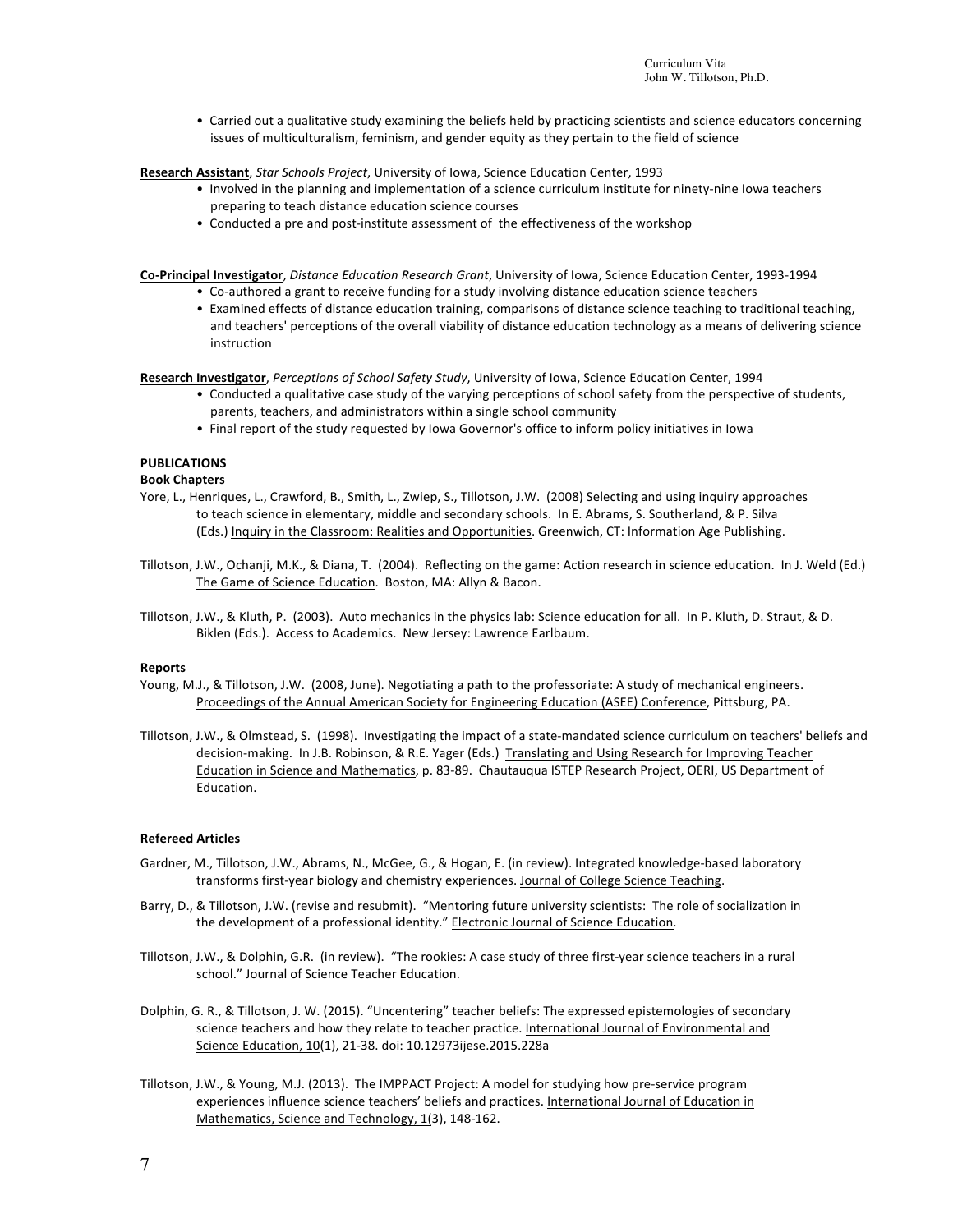- Carried out a qualitative study examining the beliefs held by practicing scientists and science educators concerning issues of multiculturalism, feminism, and gender equity as they pertain to the field of science

**Research Assistant**, *Star Schools Project*, University of Iowa, Science Education Center, 1993

- Involved in the planning and implementation of a science curriculum institute for ninety-nine Iowa teachers preparing to teach distance education science courses
- Conducted a pre and post-institute assessment of the effectiveness of the workshop

**Co-Principal Investigator**, *Distance Education Research Grant*, University of Iowa, Science Education Center, 1993-1994

- Co-authored a grant to receive funding for a study involving distance education science teachers
- Examined effects of distance education training, comparisons of distance science teaching to traditional teaching, and teachers' perceptions of the overall viability of distance education technology as a means of delivering science instruction

**Research Investigator**, *Perceptions of School Safety Study*, University of Iowa, Science Education Center, 1994

- Conducted a qualitative case study of the varying perceptions of school safety from the perspective of students, parents, teachers, and administrators within a single school community
- Final report of the study requested by Iowa Governor's office to inform policy initiatives in Iowa

## PUBLICATIONS

### Book Chapters

Yore, L., Henriques, L., Crawford, B., Smith, L., Zwiep, S., Tillotson, J.W. (2008) Selecting and using inquiry approaches to teach science in elementary, middle and secondary schools. In E. Abrams, S. Southerland, & P. Silva (Eds.) Inquiry in the Classroom: Realities and Opportunities. Greenwich, CT: Information Age Publishing.

Tillotson, J.W., Ochanji, M.K., & Diana, T. (2004). Reflecting on the game: Action research in science education. In J. Weld (Ed.) The Game of Science Education. Boston, MA: Allyn & Bacon.

Tillotson, J.W., & Kluth, P. (2003). Auto mechanics in the physics lab: Science education for all. In P. Kluth, D. Straut, & D. Biklen (Eds.). Access to Academics. New Jersey: Lawrence Earlbaum.

### Reports

Young, M.J., & Tillotson, J.W. (2008, June). Negotiating a path to the professoriate: A study of mechanical engineers. Proceedings of the Annual American Society for Engineering Education (ASEE) Conference, Pittsburg, PA.

Tillotson, J.W., & Olmstead, S. (1998). Investigating the impact of a state-mandated science curriculum on teachers' beliefs and decision-making. In J.B. Robinson, & R.E. Yager (Eds.) Translating and Using Research for Improving Teacher Education in Science and Mathematics, p. 83-89. Chautauqua ISTEP Research Project, OERI, US Department of Education.

### Refereed Articles

Gardner, M., Tillotson, J.W., Abrams, N., McGee, G., & Hogan, E. (in review). Integrated knowledge-based laboratory transforms first-year biology and chemistry experiences. Journal of College Science Teaching.

Barry, D., & Tillotson, J.W. (revise and resubmit). "Mentoring future university scientists: The role of socialization in the development of a professional identity." Electronic Journal of Science Education.

Tillotson, J.W., & Dolphin, G.R. (in review). "The rookies: A case study of three first-year science teachers in a rural school." Journal of Science Teacher Education.

Dolphin, G. R., & Tillotson, J. W. (2015). "Uncentering" teacher beliefs: The expressed epistemologies of secondary science teachers and how they relate to teacher practice. International Journal of Environmental and Science Education, 10(1), 21-38. doi: 10.12973ijese.2015.228a

Tillotson, J.W., & Young, M.J. (2013). The IMPPACT Project: A model for studying how pre-service program experiences influence science teachers' beliefs and practices. International Journal of Education in Mathematics, Science and Technology, 1(3), 148-162.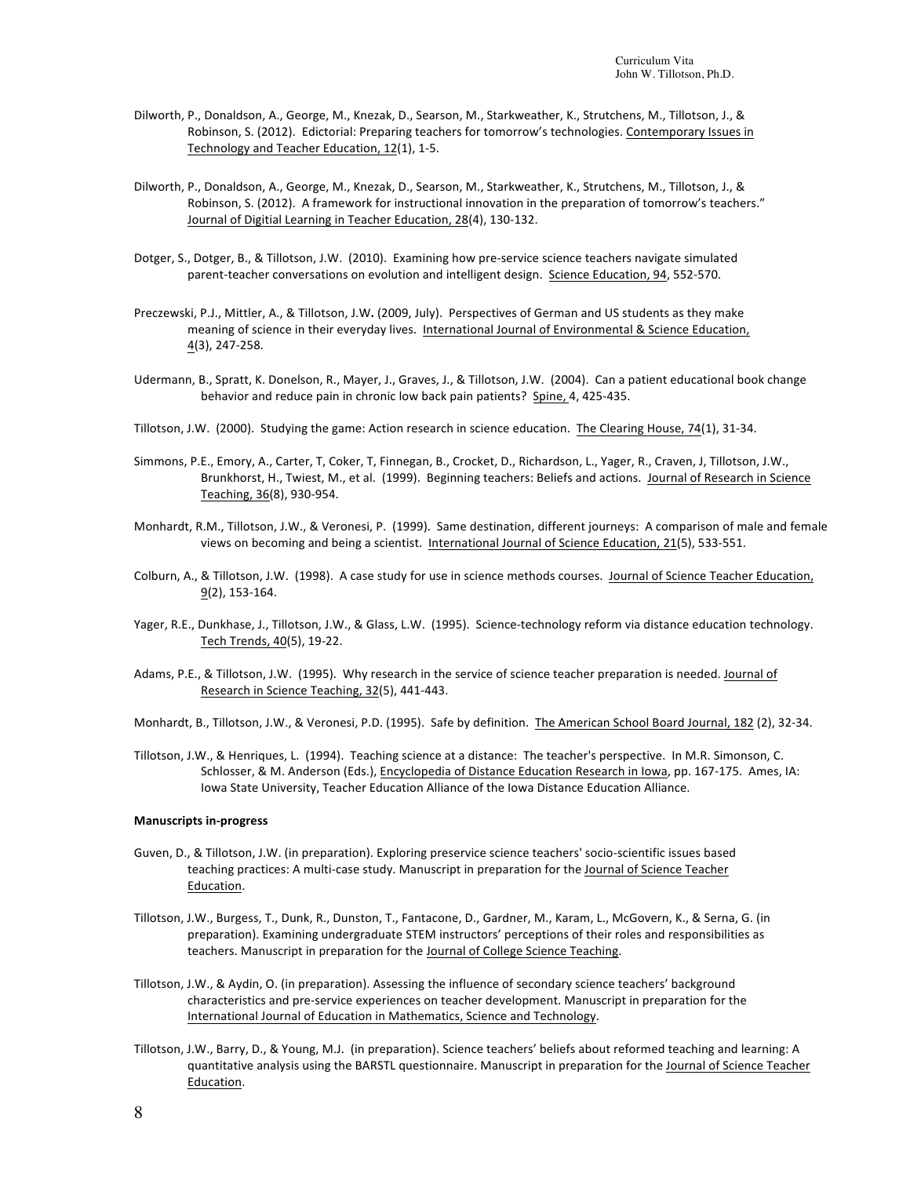Dilworth, P., Donaldson, A., George, M., Knezak, D., Searson, M., Starkweather, K., Strutchens, M., Tillotson, J., & Robinson, S. (2012). Edictorial: Preparing teachers for tomorrow's technologies. Contemporary Issues in Technology and Teacher Education, 12(1), 1-5.

Dilworth, P., Donaldson, A., George, M., Knezak, D., Searson, M., Starkweather, K., Strutchens, M., Tillotson, J., & Robinson, S. (2012). A framework for instructional innovation in the preparation of tomorrow's teachers." Journal of Digitial Learning in Teacher Education, 28(4), 130-132.

Dotger, S., Dotger, B., & Tillotson, J.W. (2010). Examining how pre-service science teachers navigate simulated parent-teacher conversations on evolution and intelligent design. Science Education, 94, 552-570.

Preczewski, P.J., Mittler, A., & Tillotson, J.W**.** (2009, July). Perspectives of German and US students as they make meaning of science in their everyday lives. International Journal of Environmental & Science Education, 4(3), 247-258.

Udermann, B., Spratt, K. Donelson, R., Mayer, J., Graves, J., & Tillotson, J.W. (2004). Can a patient educational book change behavior and reduce pain in chronic low back pain patients? Spine, 4, 425-435.

Tillotson, J.W. (2000). Studying the game: Action research in science education. The Clearing House, 74(1), 31-34.

Simmons, P.E., Emory, A., Carter, T, Coker, T, Finnegan, B., Crocket, D., Richardson, L., Yager, R., Craven, J, Tillotson, J.W., Brunkhorst, H., Twiest, M., et al. (1999). Beginning teachers: Beliefs and actions. Journal of Research in Science Teaching, 36(8), 930-954.

Monhardt, R.M., Tillotson, J.W., & Veronesi, P. (1999). Same destination, different journeys: A comparison of male and female views on becoming and being a scientist. International Journal of Science Education, 21(5), 533-551.

Colburn, A., & Tillotson, J.W. (1998). A case study for use in science methods courses. Journal of Science Teacher Education, 9(2), 153-164.

Yager, R.E., Dunkhase, J., Tillotson, J.W., & Glass, L.W. (1995). Science-technology reform via distance education technology. Tech Trends, 40(5), 19-22.

Adams, P.E., & Tillotson, J.W. (1995). Why research in the service of science teacher preparation is needed. Journal of Research in Science Teaching, 32(5), 441-443.

Monhardt, B., Tillotson, J.W., & Veronesi, P.D. (1995). Safe by definition. The American School Board Journal, 182 (2), 32-34.

Tillotson, J.W., & Henriques, L. (1994). Teaching science at a distance: The teacher's perspective. In M.R. Simonson, C. Schlosser, & M. Anderson (Eds.), Encyclopedia of Distance Education Research in Iowa, pp. 167-175. Ames, IA: Iowa State University, Teacher Education Alliance of the Iowa Distance Education Alliance.

**Manuscripts in-progress**

Guven, D., & Tillotson, J.W. (in preparation). Exploring preservice science teachers' socio-scientific issues based teaching practices: A multi-case study. Manuscript in preparation for the Journal of Science Teacher Education.

Tillotson, J.W., Burgess, T., Dunk, R., Dunston, T., Fantacone, D., Gardner, M., Karam, L., McGovern, K., & Serna, G. (in preparation). Examining undergraduate STEM instructors' perceptions of their roles and responsibilities as teachers. Manuscript in preparation for the Journal of College Science Teaching.

Tillotson, J.W., & Aydin, O. (in preparation). Assessing the influence of secondary science teachers' background characteristics and pre-service experiences on teacher development. Manuscript in preparation for the International Journal of Education in Mathematics, Science and Technology.

Tillotson, J.W., Barry, D., & Young, M.J. (in preparation). Science teachers' beliefs about reformed teaching and learning: A quantitative analysis using the BARSTL questionnaire. Manuscript in preparation for the Journal of Science Teacher Education.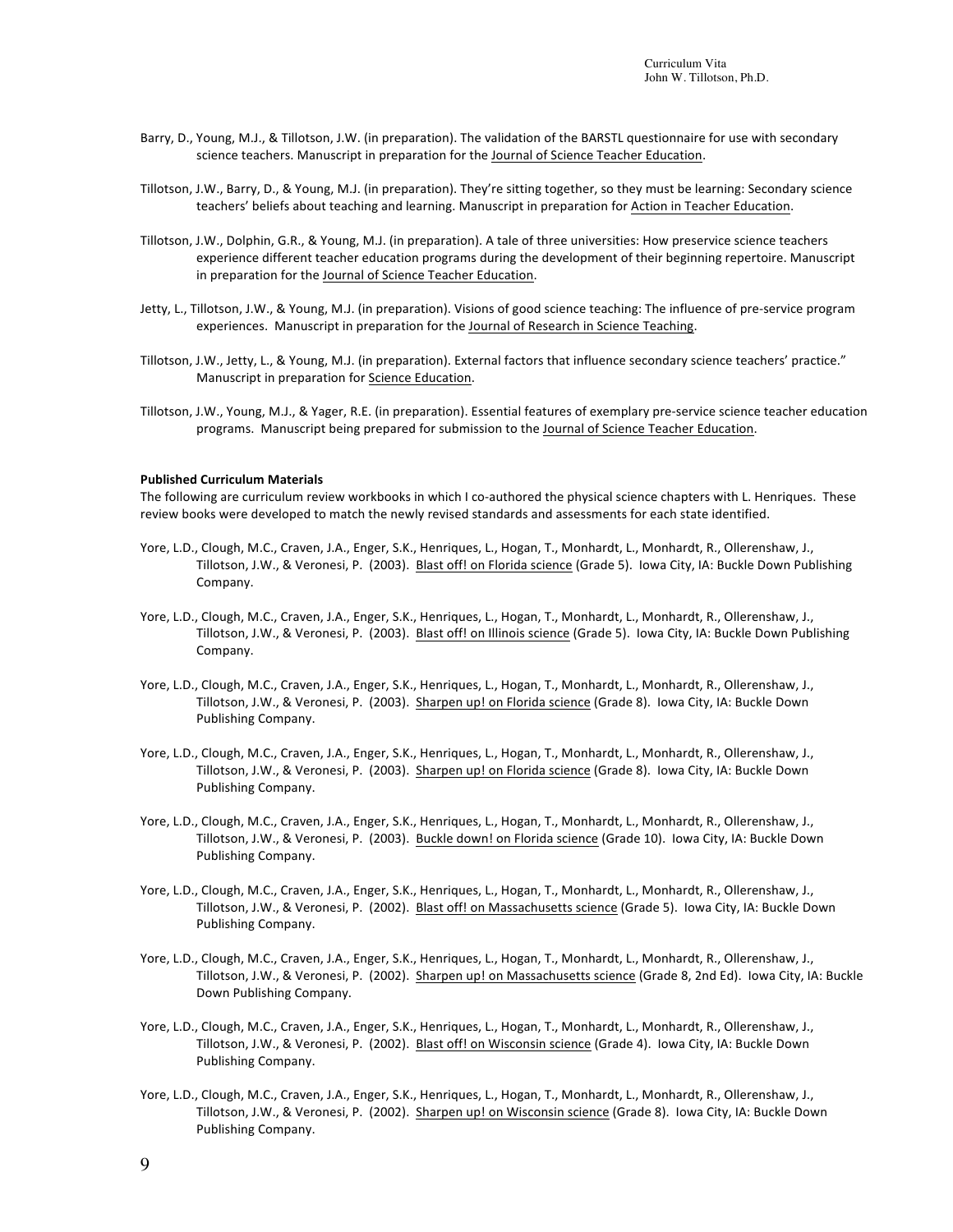Barry, D., Young, M.J., & Tillotson, J.W. (in preparation). The validation of the BARSTL questionnaire for use with secondary science teachers. Manuscript in preparation for the Journal of Science Teacher Education.

Tillotson, J.W., Barry, D., & Young, M.J. (in preparation). They're sitting together, so they must be learning: Secondary science teachers' beliefs about teaching and learning. Manuscript in preparation for Action in Teacher Education.

Tillotson, J.W., Dolphin, G.R., & Young, M.J. (in preparation). A tale of three universities: How preservice science teachers experience different teacher education programs during the development of their beginning repertoire. Manuscript in preparation for the Journal of Science Teacher Education.

Jetty, L., Tillotson, J.W., & Young, M.J. (in preparation). Visions of good science teaching: The influence of pre-service program experiences. Manuscript in preparation for the Journal of Research in Science Teaching.

Tillotson, J.W., Jetty, L., & Young, M.J. (in preparation). External factors that influence secondary science teachers' practice." Manuscript in preparation for Science Education.

Tillotson, J.W., Young, M.J., & Yager, R.E. (in preparation). Essential features of exemplary pre-service science teacher education programs. Manuscript being prepared for submission to the Journal of Science Teacher Education.

**Published Curriculum Materials**

The following are curriculum review workbooks in which I co-authored the physical science chapters with L. Henriques. These review books were developed to match the newly revised standards and assessments for each state identified.

Yore, L.D., Clough, M.C., Craven, J.A., Enger, S.K., Henriques, L., Hogan, T., Monhardt, L., Monhardt, R., Ollerenshaw, J., Tillotson, J.W., & Veronesi, P. (2003). Blast off! on Florida science (Grade 5). Iowa City, IA: Buckle Down Publishing Company.

Yore, L.D., Clough, M.C., Craven, J.A., Enger, S.K., Henriques, L., Hogan, T., Monhardt, L., Monhardt, R., Ollerenshaw, J., Tillotson, J.W., & Veronesi, P. (2003). Blast off! on Illinois science (Grade 5). Iowa City, IA: Buckle Down Publishing Company.

Yore, L.D., Clough, M.C., Craven, J.A., Enger, S.K., Henriques, L., Hogan, T., Monhardt, L., Monhardt, R., Ollerenshaw, J., Tillotson, J.W., & Veronesi, P. (2003). Sharpen up! on Florida science (Grade 8). Iowa City, IA: Buckle Down Publishing Company.

Yore, L.D., Clough, M.C., Craven, J.A., Enger, S.K., Henriques, L., Hogan, T., Monhardt, L., Monhardt, R., Ollerenshaw, J., Tillotson, J.W., & Veronesi, P. (2003). Sharpen up! on Florida science (Grade 8). Iowa City, IA: Buckle Down Publishing Company.

Yore, L.D., Clough, M.C., Craven, J.A., Enger, S.K., Henriques, L., Hogan, T., Monhardt, L., Monhardt, R., Ollerenshaw, J., Tillotson, J.W., & Veronesi, P. (2003). Buckle down! on Florida science (Grade 10). Iowa City, IA: Buckle Down Publishing Company.

Yore, L.D., Clough, M.C., Craven, J.A., Enger, S.K., Henriques, L., Hogan, T., Monhardt, L., Monhardt, R., Ollerenshaw, J., Tillotson, J.W., & Veronesi, P. (2002). Blast off! on Massachusetts science (Grade 5). Iowa City, IA: Buckle Down Publishing Company.

Yore, L.D., Clough, M.C., Craven, J.A., Enger, S.K., Henriques, L., Hogan, T., Monhardt, L., Monhardt, R., Ollerenshaw, J., Tillotson, J.W., & Veronesi, P. (2002). Sharpen up! on Massachusetts science (Grade 8, 2nd Ed). Iowa City, IA: Buckle Down Publishing Company.

Yore, L.D., Clough, M.C., Craven, J.A., Enger, S.K., Henriques, L., Hogan, T., Monhardt, L., Monhardt, R., Ollerenshaw, J., Tillotson, J.W., & Veronesi, P. (2002). Blast off! on Wisconsin science (Grade 4). Iowa City, IA: Buckle Down Publishing Company.

Yore, L.D., Clough, M.C., Craven, J.A., Enger, S.K., Henriques, L., Hogan, T., Monhardt, L., Monhardt, R., Ollerenshaw, J., Tillotson, J.W., & Veronesi, P. (2002). Sharpen up! on Wisconsin science (Grade 8). Iowa City, IA: Buckle Down Publishing Company.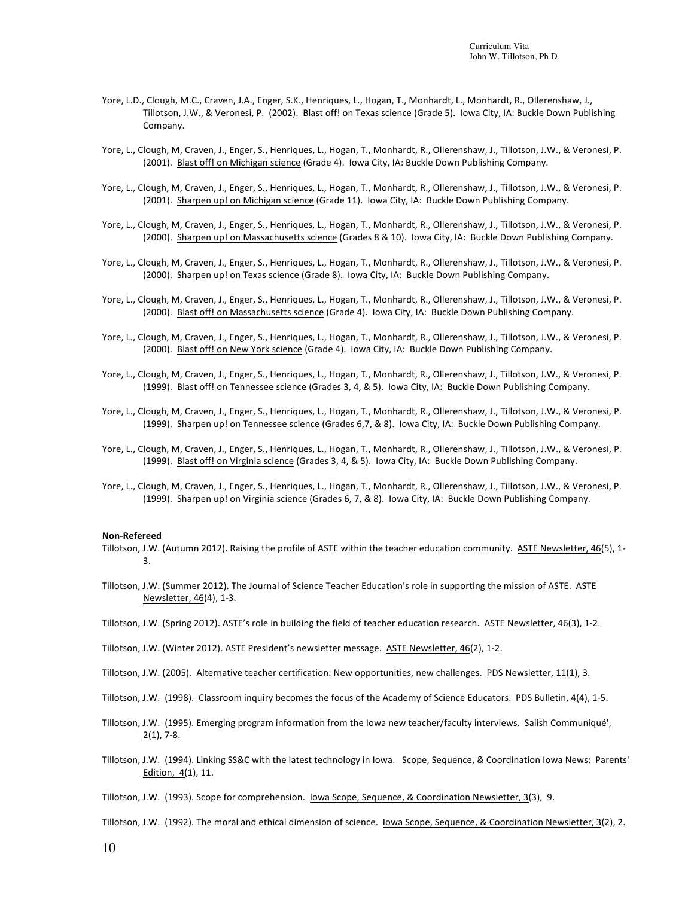Yore, L.D., Clough, M.C., Craven, J.A., Enger, S.K., Henriques, L., Hogan, T., Monhardt, L., Monhardt, R., Ollerenshaw, J., Tillotson, J.W., & Veronesi, P. (2002). Blast off! on Texas science (Grade 5). Iowa City, IA: Buckle Down Publishing Company.

Yore, L., Clough, M, Craven, J., Enger, S., Henriques, L., Hogan, T., Monhardt, R., Ollerenshaw, J., Tillotson, J.W., & Veronesi, P. (2001). Blast off! on Michigan science (Grade 4). Iowa City, IA: Buckle Down Publishing Company.

Yore, L., Clough, M, Craven, J., Enger, S., Henriques, L., Hogan, T., Monhardt, R., Ollerenshaw, J., Tillotson, J.W., & Veronesi, P. (2001). Sharpen up! on Michigan science (Grade 11). Iowa City, IA: Buckle Down Publishing Company.

Yore, L., Clough, M, Craven, J., Enger, S., Henriques, L., Hogan, T., Monhardt, R., Ollerenshaw, J., Tillotson, J.W., & Veronesi, P. (2000). Sharpen up! on Massachusetts science (Grades 8 & 10). Iowa City, IA: Buckle Down Publishing Company.

Yore, L., Clough, M, Craven, J., Enger, S., Henriques, L., Hogan, T., Monhardt, R., Ollerenshaw, J., Tillotson, J.W., & Veronesi, P. (2000). Sharpen up! on Texas science (Grade 8). Iowa City, IA: Buckle Down Publishing Company.

Yore, L., Clough, M, Craven, J., Enger, S., Henriques, L., Hogan, T., Monhardt, R., Ollerenshaw, J., Tillotson, J.W., & Veronesi, P. (2000). Blast off! on Massachusetts science (Grade 4). Iowa City, IA: Buckle Down Publishing Company.

Yore, L., Clough, M, Craven, J., Enger, S., Henriques, L., Hogan, T., Monhardt, R., Ollerenshaw, J., Tillotson, J.W., & Veronesi, P. (2000). Blast off! on New York science (Grade 4). Iowa City, IA: Buckle Down Publishing Company.

Yore, L., Clough, M, Craven, J., Enger, S., Henriques, L., Hogan, T., Monhardt, R., Ollerenshaw, J., Tillotson, J.W., & Veronesi, P. (1999). Blast off! on Tennessee science (Grades 3, 4, & 5). Iowa City, IA: Buckle Down Publishing Company.

Yore, L., Clough, M, Craven, J., Enger, S., Henriques, L., Hogan, T., Monhardt, R., Ollerenshaw, J., Tillotson, J.W., & Veronesi, P. (1999). Sharpen up! on Tennessee science (Grades 6,7, & 8). Iowa City, IA: Buckle Down Publishing Company.

Yore, L., Clough, M, Craven, J., Enger, S., Henriques, L., Hogan, T., Monhardt, R., Ollerenshaw, J., Tillotson, J.W., & Veronesi, P. (1999). Blast off! on Virginia science (Grades 3, 4, & 5). Iowa City, IA: Buckle Down Publishing Company.

Yore, L., Clough, M, Craven, J., Enger, S., Henriques, L., Hogan, T., Monhardt, R., Ollerenshaw, J., Tillotson, J.W., & Veronesi, P. (1999). Sharpen up! on Virginia science (Grades 6, 7, & 8). Iowa City, IA: Buckle Down Publishing Company.

**Non-Refereed**

Tillotson, J.W. (Autumn 2012). Raising the profile of ASTE within the teacher education community. ASTE Newsletter, 46(5), 1-3.

Tillotson, J.W. (Summer 2012). The Journal of Science Teacher Education's role in supporting the mission of ASTE. ASTE Newsletter, 46(4), 1-3.

Tillotson, J.W. (Spring 2012). ASTE's role in building the field of teacher education research. ASTE Newsletter, 46(3), 1-2.

Tillotson, J.W. (Winter 2012). ASTE President's newsletter message. ASTE Newsletter, 46(2), 1-2.

Tillotson, J.W. (2005). Alternative teacher certification: New opportunities, new challenges. PDS Newsletter, 11(1), 3.

Tillotson, J.W. (1998). Classroom inquiry becomes the focus of the Academy of Science Educators. PDS Bulletin, 4(4), 1-5.

Tillotson, J.W. (1995). Emerging program information from the Iowa new teacher/faculty interviews. Salish Communiqué', 2(1), 7-8.

Tillotson, J.W. (1994). Linking SS&C with the latest technology in Iowa. Scope, Sequence, & Coordination Iowa News: Parents' Edition, 4(1), 11.

Tillotson, J.W. (1993). Scope for comprehension. Iowa Scope, Sequence, & Coordination Newsletter, 3(3), 9.

Tillotson, J.W. (1992). The moral and ethical dimension of science. Iowa Scope, Sequence, & Coordination Newsletter, 3(2), 2.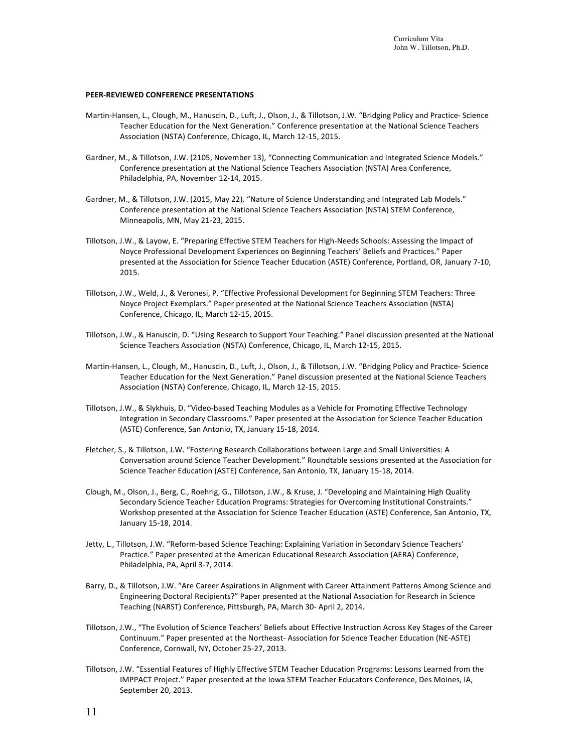**PEER-REVIEWED CONFERENCE PRESENTATIONS**

Martin-Hansen, L., Clough, M., Hanuscin, D., Luft, J., Olson, J., & Tillotson, J.W. "Bridging Policy and Practice- Science Teacher Education for the Next Generation." Conference presentation at the National Science Teachers Association (NSTA) Conference, Chicago, IL, March 12-15, 2015.

Gardner, M., & Tillotson, J.W. (2105, November 13), "Connecting Communication and Integrated Science Models." Conference presentation at the National Science Teachers Association (NSTA) Area Conference, Philadelphia, PA, November 12-14, 2015.

Gardner, M., & Tillotson, J.W. (2015, May 22). "Nature of Science Understanding and Integrated Lab Models." Conference presentation at the National Science Teachers Association (NSTA) STEM Conference, Minneapolis, MN, May 21-23, 2015.

Tillotson, J.W., & Layow, E. "Preparing Effective STEM Teachers for High-Needs Schools: Assessing the Impact of Noyce Professional Development Experiences on Beginning Teachers' Beliefs and Practices." Paper presented at the Association for Science Teacher Education (ASTE) Conference, Portland, OR, January 7-10, 2015.

Tillotson, J.W., Weld, J., & Veronesi, P. "Effective Professional Development for Beginning STEM Teachers: Three Noyce Project Exemplars." Paper presented at the National Science Teachers Association (NSTA) Conference, Chicago, IL, March 12-15, 2015.

Tillotson, J.W., & Hanuscin, D. "Using Research to Support Your Teaching." Panel discussion presented at the National Science Teachers Association (NSTA) Conference, Chicago, IL, March 12-15, 2015.

Martin-Hansen, L., Clough, M., Hanuscin, D., Luft, J., Olson, J., & Tillotson, J.W. "Bridging Policy and Practice- Science Teacher Education for the Next Generation." Panel discussion presented at the National Science Teachers Association (NSTA) Conference, Chicago, IL, March 12-15, 2015.

Tillotson, J.W., & Slykhuis, D. "Video-based Teaching Modules as a Vehicle for Promoting Effective Technology Integration in Secondary Classrooms." Paper presented at the Association for Science Teacher Education (ASTE) Conference, San Antonio, TX, January 15-18, 2014.

Fletcher, S., & Tillotson, J.W. "Fostering Research Collaborations between Large and Small Universities: A Conversation around Science Teacher Development." Roundtable sessions presented at the Association for Science Teacher Education (ASTE) Conference, San Antonio, TX, January 15-18, 2014.

Clough, M., Olson, J., Berg, C., Roehrig, G., Tillotson, J.W., & Kruse, J. "Developing and Maintaining High Quality Secondary Science Teacher Education Programs: Strategies for Overcoming Institutional Constraints." Workshop presented at the Association for Science Teacher Education (ASTE) Conference, San Antonio, TX, January 15-18, 2014.

Jetty, L., Tillotson, J.W. "Reform-based Science Teaching: Explaining Variation in Secondary Science Teachers' Practice." Paper presented at the American Educational Research Association (AERA) Conference, Philadelphia, PA, April 3-7, 2014.

Barry, D., & Tillotson, J.W. "Are Career Aspirations in Alignment with Career Attainment Patterns Among Science and Engineering Doctoral Recipients?" Paper presented at the National Association for Research in Science Teaching (NARST) Conference, Pittsburgh, PA, March 30- April 2, 2014.

Tillotson, J.W., "The Evolution of Science Teachers' Beliefs about Effective Instruction Across Key Stages of the Career Continuum." Paper presented at the Northeast- Association for Science Teacher Education (NE-ASTE) Conference, Cornwall, NY, October 25-27, 2013.

Tillotson, J.W. "Essential Features of Highly Effective STEM Teacher Education Programs: Lessons Learned from the IMPPACT Project." Paper presented at the Iowa STEM Teacher Educators Conference, Des Moines, IA, September 20, 2013.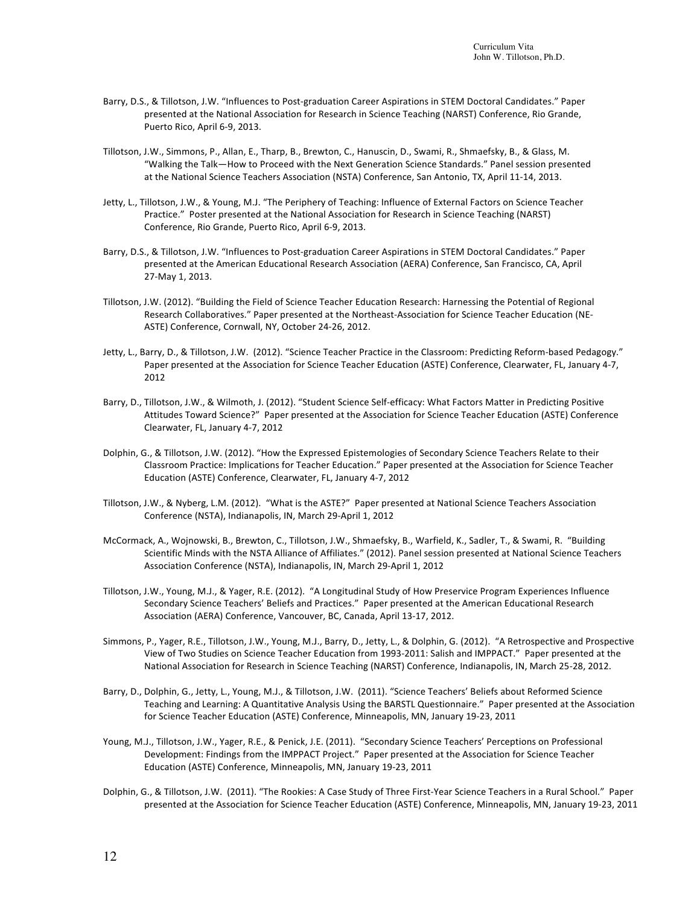Barry, D.S., & Tillotson, J.W. "Influences to Post-graduation Career Aspirations in STEM Doctoral Candidates." Paper presented at the National Association for Research in Science Teaching (NARST) Conference, Rio Grande, Puerto Rico, April 6-9, 2013.

Tillotson, J.W., Simmons, P., Allan, E., Tharp, B., Brewton, C., Hanuscin, D., Swami, R., Shmaefsky, B., & Glass, M. "Walking the Talk—How to Proceed with the Next Generation Science Standards." Panel session presented at the National Science Teachers Association (NSTA) Conference, San Antonio, TX, April 11-14, 2013.

Jetty, L., Tillotson, J.W., & Young, M.J. "The Periphery of Teaching: Influence of External Factors on Science Teacher Practice." Poster presented at the National Association for Research in Science Teaching (NARST) Conference, Rio Grande, Puerto Rico, April 6-9, 2013.

Barry, D.S., & Tillotson, J.W. "Influences to Post-graduation Career Aspirations in STEM Doctoral Candidates." Paper presented at the American Educational Research Association (AERA) Conference, San Francisco, CA, April 27-May 1, 2013.

Tillotson, J.W. (2012). "Building the Field of Science Teacher Education Research: Harnessing the Potential of Regional Research Collaboratives." Paper presented at the Northeast-Association for Science Teacher Education (NE-ASTE) Conference, Cornwall, NY, October 24-26, 2012.

Jetty, L., Barry, D., & Tillotson, J.W. (2012). "Science Teacher Practice in the Classroom: Predicting Reform-based Pedagogy." Paper presented at the Association for Science Teacher Education (ASTE) Conference, Clearwater, FL, January 4-7, 2012

Barry, D., Tillotson, J.W., & Wilmoth, J. (2012). "Student Science Self-efficacy: What Factors Matter in Predicting Positive Attitudes Toward Science?" Paper presented at the Association for Science Teacher Education (ASTE) Conference Clearwater, FL, January 4-7, 2012

Dolphin, G., & Tillotson, J.W. (2012). "How the Expressed Epistemologies of Secondary Science Teachers Relate to their Classroom Practice: Implications for Teacher Education." Paper presented at the Association for Science Teacher Education (ASTE) Conference, Clearwater, FL, January 4-7, 2012

Tillotson, J.W., & Nyberg, L.M. (2012). "What is the ASTE?" Paper presented at National Science Teachers Association Conference (NSTA), Indianapolis, IN, March 29-April 1, 2012

McCormack, A., Wojnowski, B., Brewton, C., Tillotson, J.W., Shmaefsky, B., Warfield, K., Sadler, T., & Swami, R. "Building Scientific Minds with the NSTA Alliance of Affiliates." (2012). Panel session presented at National Science Teachers Association Conference (NSTA), Indianapolis, IN, March 29-April 1, 2012

Tillotson, J.W., Young, M.J., & Yager, R.E. (2012). "A Longitudinal Study of How Preservice Program Experiences Influence Secondary Science Teachers' Beliefs and Practices." Paper presented at the American Educational Research Association (AERA) Conference, Vancouver, BC, Canada, April 13-17, 2012.

Simmons, P., Yager, R.E., Tillotson, J.W., Young, M.J., Barry, D., Jetty, L., & Dolphin, G. (2012). "A Retrospective and Prospective View of Two Studies on Science Teacher Education from 1993-2011: Salish and IMPPACT." Paper presented at the National Association for Research in Science Teaching (NARST) Conference, Indianapolis, IN, March 25-28, 2012.

Barry, D., Dolphin, G., Jetty, L., Young, M.J., & Tillotson, J.W. (2011). "Science Teachers' Beliefs about Reformed Science Teaching and Learning: A Quantitative Analysis Using the BARSTL Questionnaire." Paper presented at the Association for Science Teacher Education (ASTE) Conference, Minneapolis, MN, January 19-23, 2011

Young, M.J., Tillotson, J.W., Yager, R.E., & Penick, J.E. (2011). "Secondary Science Teachers' Perceptions on Professional Development: Findings from the IMPPACT Project." Paper presented at the Association for Science Teacher Education (ASTE) Conference, Minneapolis, MN, January 19-23, 2011

Dolphin, G., & Tillotson, J.W. (2011). "The Rookies: A Case Study of Three First-Year Science Teachers in a Rural School." Paper presented at the Association for Science Teacher Education (ASTE) Conference, Minneapolis, MN, January 19-23, 2011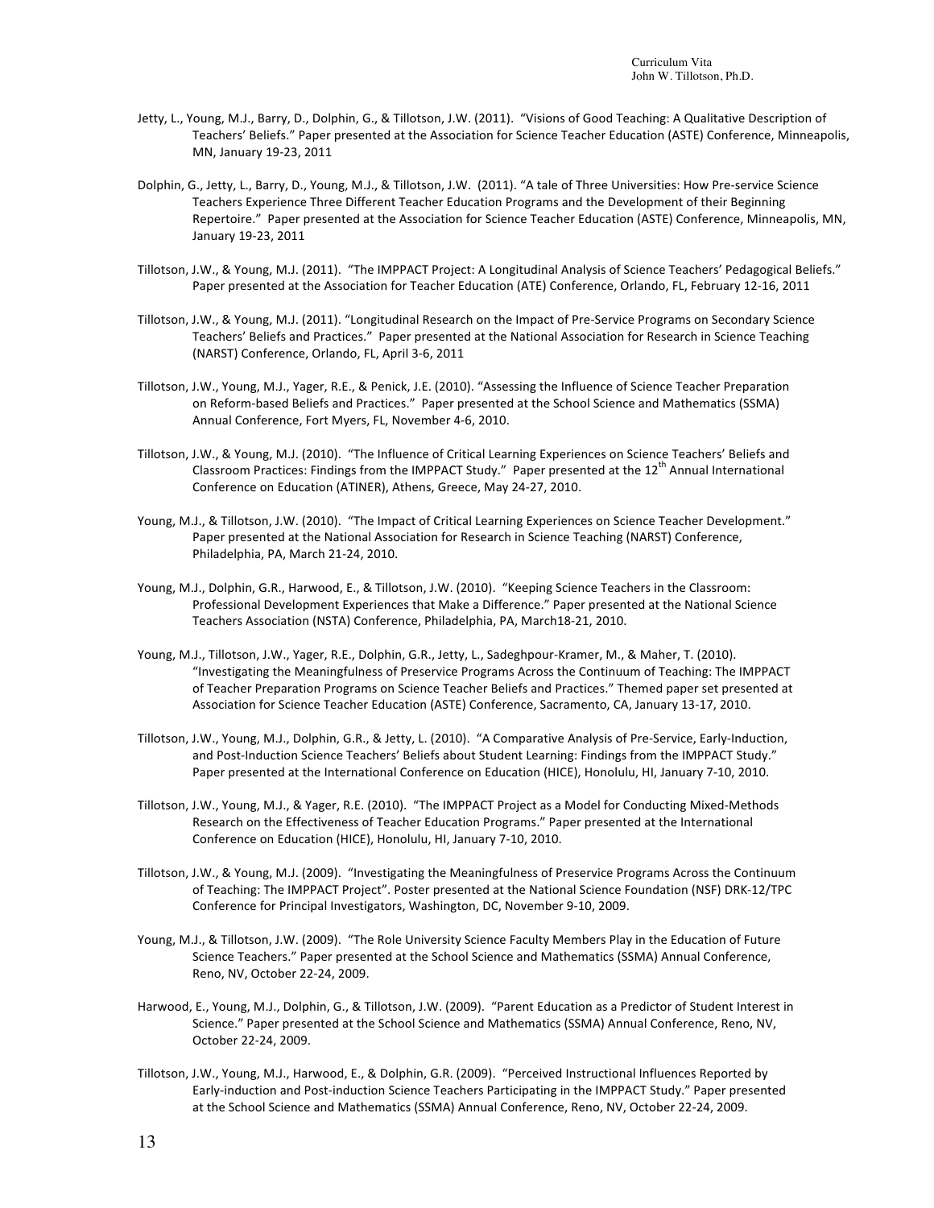Jetty, L., Young, M.J., Barry, D., Dolphin, G., & Tillotson, J.W. (2011). "Visions of Good Teaching: A Qualitative Description of Teachers' Beliefs." Paper presented at the Association for Science Teacher Education (ASTE) Conference, Minneapolis, MN, January 19-23, 2011

Dolphin, G., Jetty, L., Barry, D., Young, M.J., & Tillotson, J.W. (2011). "A tale of Three Universities: How Pre-service Science Teachers Experience Three Different Teacher Education Programs and the Development of their Beginning Repertoire." Paper presented at the Association for Science Teacher Education (ASTE) Conference, Minneapolis, MN, January 19-23, 2011

Tillotson, J.W., & Young, M.J. (2011). "The IMPPACT Project: A Longitudinal Analysis of Science Teachers' Pedagogical Beliefs." Paper presented at the Association for Teacher Education (ATE) Conference, Orlando, FL, February 12-16, 2011

Tillotson, J.W., & Young, M.J. (2011). "Longitudinal Research on the Impact of Pre-Service Programs on Secondary Science Teachers' Beliefs and Practices." Paper presented at the National Association for Research in Science Teaching (NARST) Conference, Orlando, FL, April 3-6, 2011

Tillotson, J.W., Young, M.J., Yager, R.E., & Penick, J.E. (2010). "Assessing the Influence of Science Teacher Preparation on Reform-based Beliefs and Practices." Paper presented at the School Science and Mathematics (SSMA) Annual Conference, Fort Myers, FL, November 4-6, 2010.

Tillotson, J.W., & Young, M.J. (2010). "The Influence of Critical Learning Experiences on Science Teachers' Beliefs and Classroom Practices: Findings from the IMPPACT Study." Paper presented at the 12th Annual International Conference on Education (ATINER), Athens, Greece, May 24-27, 2010.

Young, M.J., & Tillotson, J.W. (2010). "The Impact of Critical Learning Experiences on Science Teacher Development." Paper presented at the National Association for Research in Science Teaching (NARST) Conference, Philadelphia, PA, March 21-24, 2010.

Young, M.J., Dolphin, G.R., Harwood, E., & Tillotson, J.W. (2010). "Keeping Science Teachers in the Classroom: Professional Development Experiences that Make a Difference." Paper presented at the National Science Teachers Association (NSTA) Conference, Philadelphia, PA, March18-21, 2010.

Young, M.J., Tillotson, J.W., Yager, R.E., Dolphin, G.R., Jetty, L., Sadeghpour-Kramer, M., & Maher, T. (2010). "Investigating the Meaningfulness of Preservice Programs Across the Continuum of Teaching: The IMPPACT of Teacher Preparation Programs on Science Teacher Beliefs and Practices." Themed paper set presented at Association for Science Teacher Education (ASTE) Conference, Sacramento, CA, January 13-17, 2010.

Tillotson, J.W., Young, M.J., Dolphin, G.R., & Jetty, L. (2010). "A Comparative Analysis of Pre-Service, Early-Induction, and Post-Induction Science Teachers' Beliefs about Student Learning: Findings from the IMPPACT Study." Paper presented at the International Conference on Education (HICE), Honolulu, HI, January 7-10, 2010.

Tillotson, J.W., Young, M.J., & Yager, R.E. (2010). "The IMPPACT Project as a Model for Conducting Mixed-Methods Research on the Effectiveness of Teacher Education Programs." Paper presented at the International Conference on Education (HICE), Honolulu, HI, January 7-10, 2010.

Tillotson, J.W., & Young, M.J. (2009). "Investigating the Meaningfulness of Preservice Programs Across the Continuum of Teaching: The IMPPACT Project". Poster presented at the National Science Foundation (NSF) DRK-12/TPC Conference for Principal Investigators, Washington, DC, November 9-10, 2009.

Young, M.J., & Tillotson, J.W. (2009). "The Role University Science Faculty Members Play in the Education of Future Science Teachers." Paper presented at the School Science and Mathematics (SSMA) Annual Conference, Reno, NV, October 22-24, 2009.

Harwood, E., Young, M.J., Dolphin, G., & Tillotson, J.W. (2009). "Parent Education as a Predictor of Student Interest in Science." Paper presented at the School Science and Mathematics (SSMA) Annual Conference, Reno, NV, October 22-24, 2009.

Tillotson, J.W., Young, M.J., Harwood, E., & Dolphin, G.R. (2009). "Perceived Instructional Influences Reported by Early-induction and Post-induction Science Teachers Participating in the IMPPACT Study." Paper presented at the School Science and Mathematics (SSMA) Annual Conference, Reno, NV, October 22-24, 2009.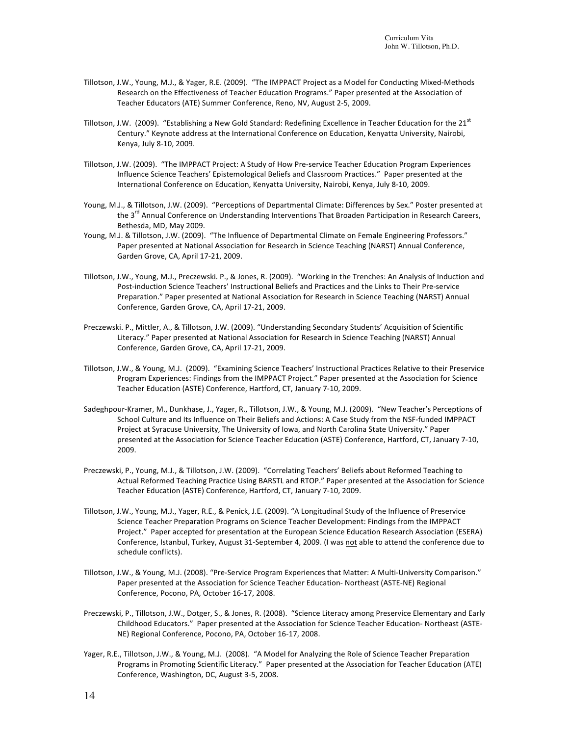Tillotson, J.W., Young, M.J., & Yager, R.E. (2009). "The IMPPACT Project as a Model for Conducting Mixed-Methods Research on the Effectiveness of Teacher Education Programs." Paper presented at the Association of Teacher Educators (ATE) Summer Conference, Reno, NV, August 2-5, 2009.

Tillotson, J.W. (2009). "Establishing a New Gold Standard: Redefining Excellence in Teacher Education for the 21st Century." Keynote address at the International Conference on Education, Kenyatta University, Nairobi, Kenya, July 8-10, 2009.

Tillotson, J.W. (2009). "The IMPPACT Project: A Study of How Pre-service Teacher Education Program Experiences Influence Science Teachers' Epistemological Beliefs and Classroom Practices." Paper presented at the International Conference on Education, Kenyatta University, Nairobi, Kenya, July 8-10, 2009.

Young, M.J., & Tillotson, J.W. (2009). "Perceptions of Departmental Climate: Differences by Sex." Poster presented at the 3rd Annual Conference on Understanding Interventions That Broaden Participation in Research Careers, Bethesda, MD, May 2009.

Young, M.J. & Tillotson, J.W. (2009). "The Influence of Departmental Climate on Female Engineering Professors." Paper presented at National Association for Research in Science Teaching (NARST) Annual Conference, Garden Grove, CA, April 17-21, 2009.

Tillotson, J.W., Young, M.J., Preczewski. P., & Jones, R. (2009). "Working in the Trenches: An Analysis of Induction and Post-induction Science Teachers' Instructional Beliefs and Practices and the Links to Their Pre-service Preparation." Paper presented at National Association for Research in Science Teaching (NARST) Annual Conference, Garden Grove, CA, April 17-21, 2009.

Preczewski. P., Mittler, A., & Tillotson, J.W. (2009). "Understanding Secondary Students' Acquisition of Scientific Literacy." Paper presented at National Association for Research in Science Teaching (NARST) Annual Conference, Garden Grove, CA, April 17-21, 2009.

Tillotson, J.W., & Young, M.J. (2009). "Examining Science Teachers' Instructional Practices Relative to their Preservice Program Experiences: Findings from the IMPPACT Project." Paper presented at the Association for Science Teacher Education (ASTE) Conference, Hartford, CT, January 7-10, 2009.

Sadeghpour-Kramer, M., Dunkhase, J., Yager, R., Tillotson, J.W., & Young, M.J. (2009). "New Teacher's Perceptions of School Culture and Its Influence on Their Beliefs and Actions: A Case Study from the NSF-funded IMPPACT Project at Syracuse University, The University of Iowa, and North Carolina State University." Paper presented at the Association for Science Teacher Education (ASTE) Conference, Hartford, CT, January 7-10, 2009.

Preczewski, P., Young, M.J., & Tillotson, J.W. (2009). "Correlating Teachers' Beliefs about Reformed Teaching to Actual Reformed Teaching Practice Using BARSTL and RTOP." Paper presented at the Association for Science Teacher Education (ASTE) Conference, Hartford, CT, January 7-10, 2009.

Tillotson, J.W., Young, M.J., Yager, R.E., & Penick, J.E. (2009). "A Longitudinal Study of the Influence of Preservice Science Teacher Preparation Programs on Science Teacher Development: Findings from the IMPPACT Project." Paper accepted for presentation at the European Science Education Research Association (ESERA) Conference, Istanbul, Turkey, August 31-September 4, 2009. (I was not able to attend the conference due to schedule conflicts).

Tillotson, J.W., & Young, M.J. (2008). "Pre-Service Program Experiences that Matter: A Multi-University Comparison." Paper presented at the Association for Science Teacher Education- Northeast (ASTE-NE) Regional Conference, Pocono, PA, October 16-17, 2008.

Preczewski, P., Tillotson, J.W., Dotger, S., & Jones, R. (2008). "Science Literacy among Preservice Elementary and Early Childhood Educators." Paper presented at the Association for Science Teacher Education- Northeast (ASTE-NE) Regional Conference, Pocono, PA, October 16-17, 2008.

Yager, R.E., Tillotson, J.W., & Young, M.J. (2008). "A Model for Analyzing the Role of Science Teacher Preparation Programs in Promoting Scientific Literacy." Paper presented at the Association for Teacher Education (ATE) Conference, Washington, DC, August 3-5, 2008.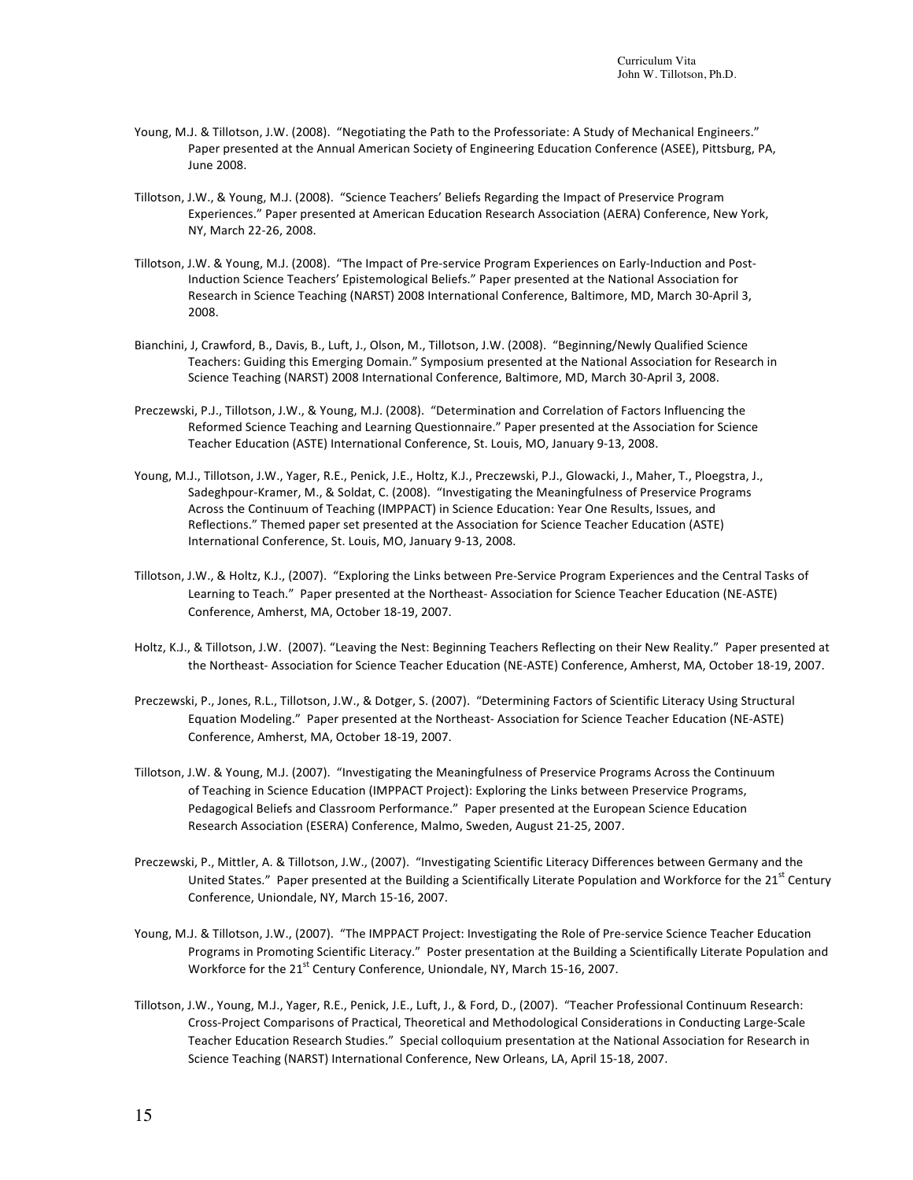Young, M.J. & Tillotson, J.W. (2008). "Negotiating the Path to the Professoriate: A Study of Mechanical Engineers." Paper presented at the Annual American Society of Engineering Education Conference (ASEE), Pittsburg, PA, June 2008.

Tillotson, J.W., & Young, M.J. (2008). "Science Teachers' Beliefs Regarding the Impact of Preservice Program Experiences." Paper presented at American Education Research Association (AERA) Conference, New York, NY, March 22-26, 2008.

Tillotson, J.W. & Young, M.J. (2008). "The Impact of Pre-service Program Experiences on Early-Induction and Post-Induction Science Teachers' Epistemological Beliefs." Paper presented at the National Association for Research in Science Teaching (NARST) 2008 International Conference, Baltimore, MD, March 30-April 3, 2008.

Bianchini, J, Crawford, B., Davis, B., Luft, J., Olson, M., Tillotson, J.W. (2008). "Beginning/Newly Qualified Science Teachers: Guiding this Emerging Domain." Symposium presented at the National Association for Research in Science Teaching (NARST) 2008 International Conference, Baltimore, MD, March 30-April 3, 2008.

Preczewski, P.J., Tillotson, J.W., & Young, M.J. (2008). "Determination and Correlation of Factors Influencing the Reformed Science Teaching and Learning Questionnaire." Paper presented at the Association for Science Teacher Education (ASTE) International Conference, St. Louis, MO, January 9-13, 2008.

Young, M.J., Tillotson, J.W., Yager, R.E., Penick, J.E., Holtz, K.J., Preczewski, P.J., Glowacki, J., Maher, T., Ploegstra, J., Sadeghpour-Kramer, M., & Soldat, C. (2008). "Investigating the Meaningfulness of Preservice Programs Across the Continuum of Teaching (IMPPACT) in Science Education: Year One Results, Issues, and Reflections." Themed paper set presented at the Association for Science Teacher Education (ASTE) International Conference, St. Louis, MO, January 9-13, 2008.

Tillotson, J.W., & Holtz, K.J., (2007). "Exploring the Links between Pre-Service Program Experiences and the Central Tasks of Learning to Teach." Paper presented at the Northeast- Association for Science Teacher Education (NE-ASTE) Conference, Amherst, MA, October 18-19, 2007.

Holtz, K.J., & Tillotson, J.W. (2007). "Leaving the Nest: Beginning Teachers Reflecting on their New Reality." Paper presented at the Northeast- Association for Science Teacher Education (NE-ASTE) Conference, Amherst, MA, October 18-19, 2007.

Preczewski, P., Jones, R.L., Tillotson, J.W., & Dotger, S. (2007). "Determining Factors of Scientific Literacy Using Structural Equation Modeling." Paper presented at the Northeast- Association for Science Teacher Education (NE-ASTE) Conference, Amherst, MA, October 18-19, 2007.

Tillotson, J.W. & Young, M.J. (2007). "Investigating the Meaningfulness of Preservice Programs Across the Continuum of Teaching in Science Education (IMPPACT Project): Exploring the Links between Preservice Programs, Pedagogical Beliefs and Classroom Performance." Paper presented at the European Science Education Research Association (ESERA) Conference, Malmo, Sweden, August 21-25, 2007.

Preczewski, P., Mittler, A. & Tillotson, J.W., (2007). "Investigating Scientific Literacy Differences between Germany and the United States." Paper presented at the Building a Scientifically Literate Population and Workforce for the 21st Century Conference, Uniondale, NY, March 15-16, 2007.

Young, M.J. & Tillotson, J.W., (2007). "The IMPPACT Project: Investigating the Role of Pre-service Science Teacher Education Programs in Promoting Scientific Literacy." Poster presentation at the Building a Scientifically Literate Population and Workforce for the 21st Century Conference, Uniondale, NY, March 15-16, 2007.

Tillotson, J.W., Young, M.J., Yager, R.E., Penick, J.E., Luft, J., & Ford, D., (2007). "Teacher Professional Continuum Research: Cross-Project Comparisons of Practical, Theoretical and Methodological Considerations in Conducting Large-Scale Teacher Education Research Studies." Special colloquium presentation at the National Association for Research in Science Teaching (NARST) International Conference, New Orleans, LA, April 15-18, 2007.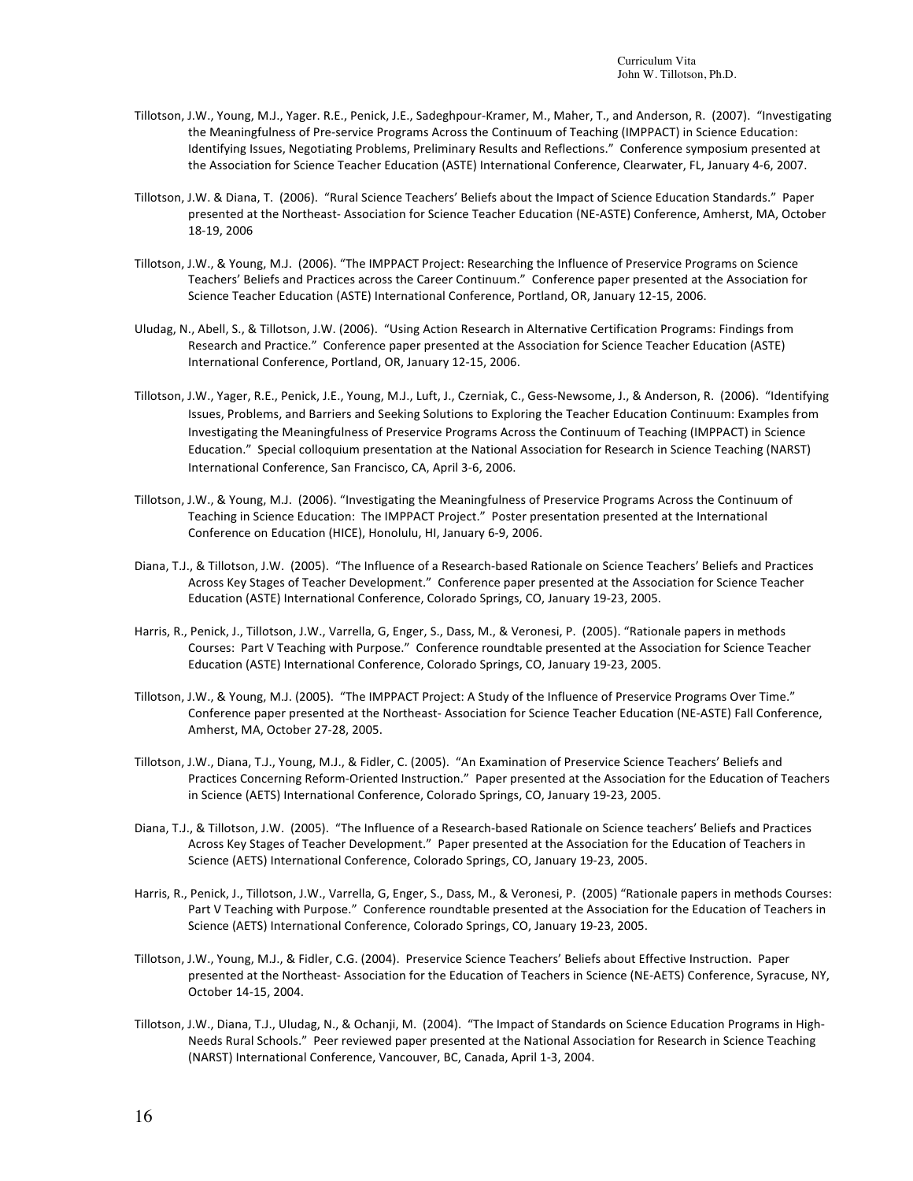Tillotson, J.W., Young, M.J., Yager. R.E., Penick, J.E., Sadeghpour-Kramer, M., Maher, T., and Anderson, R. (2007). "Investigating the Meaningfulness of Pre-service Programs Across the Continuum of Teaching (IMPPACT) in Science Education: Identifying Issues, Negotiating Problems, Preliminary Results and Reflections." Conference symposium presented at the Association for Science Teacher Education (ASTE) International Conference, Clearwater, FL, January 4-6, 2007.

Tillotson, J.W. & Diana, T. (2006). "Rural Science Teachers' Beliefs about the Impact of Science Education Standards." Paper presented at the Northeast- Association for Science Teacher Education (NE-ASTE) Conference, Amherst, MA, October 18-19, 2006

Tillotson, J.W., & Young, M.J. (2006). "The IMPPACT Project: Researching the Influence of Preservice Programs on Science Teachers' Beliefs and Practices across the Career Continuum." Conference paper presented at the Association for Science Teacher Education (ASTE) International Conference, Portland, OR, January 12-15, 2006.

Uludag, N., Abell, S., & Tillotson, J.W. (2006). "Using Action Research in Alternative Certification Programs: Findings from Research and Practice." Conference paper presented at the Association for Science Teacher Education (ASTE) International Conference, Portland, OR, January 12-15, 2006.

Tillotson, J.W., Yager, R.E., Penick, J.E., Young, M.J., Luft, J., Czerniak, C., Gess-Newsome, J., & Anderson, R. (2006). "Identifying Issues, Problems, and Barriers and Seeking Solutions to Exploring the Teacher Education Continuum: Examples from Investigating the Meaningfulness of Preservice Programs Across the Continuum of Teaching (IMPPACT) in Science Education." Special colloquium presentation at the National Association for Research in Science Teaching (NARST) International Conference, San Francisco, CA, April 3-6, 2006.

Tillotson, J.W., & Young, M.J. (2006). "Investigating the Meaningfulness of Preservice Programs Across the Continuum of Teaching in Science Education: The IMPPACT Project." Poster presentation presented at the International Conference on Education (HICE), Honolulu, HI, January 6-9, 2006.

Diana, T.J., & Tillotson, J.W. (2005). "The Influence of a Research-based Rationale on Science Teachers' Beliefs and Practices Across Key Stages of Teacher Development." Conference paper presented at the Association for Science Teacher Education (ASTE) International Conference, Colorado Springs, CO, January 19-23, 2005.

Harris, R., Penick, J., Tillotson, J.W., Varrella, G, Enger, S., Dass, M., & Veronesi, P. (2005). "Rationale papers in methods Courses: Part V Teaching with Purpose." Conference roundtable presented at the Association for Science Teacher Education (ASTE) International Conference, Colorado Springs, CO, January 19-23, 2005.

Tillotson, J.W., & Young, M.J. (2005). "The IMPPACT Project: A Study of the Influence of Preservice Programs Over Time." Conference paper presented at the Northeast- Association for Science Teacher Education (NE-ASTE) Fall Conference, Amherst, MA, October 27-28, 2005.

Tillotson, J.W., Diana, T.J., Young, M.J., & Fidler, C. (2005). "An Examination of Preservice Science Teachers' Beliefs and Practices Concerning Reform-Oriented Instruction." Paper presented at the Association for the Education of Teachers in Science (AETS) International Conference, Colorado Springs, CO, January 19-23, 2005.

Diana, T.J., & Tillotson, J.W. (2005). "The Influence of a Research-based Rationale on Science teachers' Beliefs and Practices Across Key Stages of Teacher Development." Paper presented at the Association for the Education of Teachers in Science (AETS) International Conference, Colorado Springs, CO, January 19-23, 2005.

Harris, R., Penick, J., Tillotson, J.W., Varrella, G, Enger, S., Dass, M., & Veronesi, P. (2005) "Rationale papers in methods Courses: Part V Teaching with Purpose." Conference roundtable presented at the Association for the Education of Teachers in Science (AETS) International Conference, Colorado Springs, CO, January 19-23, 2005.

Tillotson, J.W., Young, M.J., & Fidler, C.G. (2004). Preservice Science Teachers' Beliefs about Effective Instruction. Paper presented at the Northeast- Association for the Education of Teachers in Science (NE-AETS) Conference, Syracuse, NY, October 14-15, 2004.

Tillotson, J.W., Diana, T.J., Uludag, N., & Ochanji, M. (2004). "The Impact of Standards on Science Education Programs in High-Needs Rural Schools." Peer reviewed paper presented at the National Association for Research in Science Teaching (NARST) International Conference, Vancouver, BC, Canada, April 1-3, 2004.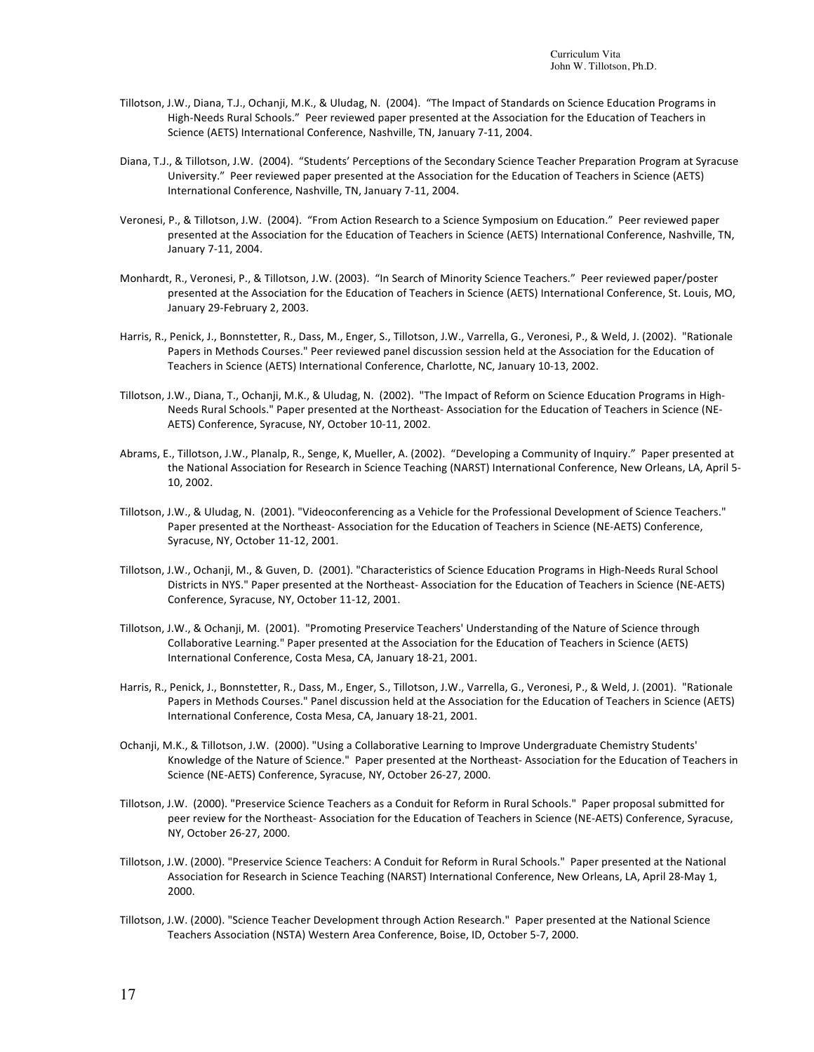Tillotson, J.W., Diana, T.J., Ochanji, M.K., & Uludag, N. (2004). "The Impact of Standards on Science Education Programs in High-Needs Rural Schools." Peer reviewed paper presented at the Association for the Education of Teachers in Science (AETS) International Conference, Nashville, TN, January 7-11, 2004.

Diana, T.J., & Tillotson, J.W. (2004). "Students' Perceptions of the Secondary Science Teacher Preparation Program at Syracuse University." Peer reviewed paper presented at the Association for the Education of Teachers in Science (AETS) International Conference, Nashville, TN, January 7-11, 2004.

Veronesi, P., & Tillotson, J.W. (2004). "From Action Research to a Science Symposium on Education." Peer reviewed paper presented at the Association for the Education of Teachers in Science (AETS) International Conference, Nashville, TN, January 7-11, 2004.

Monhardt, R., Veronesi, P., & Tillotson, J.W. (2003). "In Search of Minority Science Teachers." Peer reviewed paper/poster presented at the Association for the Education of Teachers in Science (AETS) International Conference, St. Louis, MO, January 29-February 2, 2003.

Harris, R., Penick, J., Bonnstetter, R., Dass, M., Enger, S., Tillotson, J.W., Varrella, G., Veronesi, P., & Weld, J. (2002). "Rationale Papers in Methods Courses." Peer reviewed panel discussion session held at the Association for the Education of Teachers in Science (AETS) International Conference, Charlotte, NC, January 10-13, 2002.

Tillotson, J.W., Diana, T., Ochanji, M.K., & Uludag, N. (2002). "The Impact of Reform on Science Education Programs in High-Needs Rural Schools." Paper presented at the Northeast- Association for the Education of Teachers in Science (NE-AETS) Conference, Syracuse, NY, October 10-11, 2002.

Abrams, E., Tillotson, J.W., Planalp, R., Senge, K, Mueller, A. (2002). "Developing a Community of Inquiry." Paper presented at the National Association for Research in Science Teaching (NARST) International Conference, New Orleans, LA, April 5-10, 2002.

Tillotson, J.W., & Uludag, N. (2001). "Videoconferencing as a Vehicle for the Professional Development of Science Teachers." Paper presented at the Northeast- Association for the Education of Teachers in Science (NE-AETS) Conference, Syracuse, NY, October 11-12, 2001.

Tillotson, J.W., Ochanji, M., & Guven, D. (2001). "Characteristics of Science Education Programs in High-Needs Rural School Districts in NYS." Paper presented at the Northeast- Association for the Education of Teachers in Science (NE-AETS) Conference, Syracuse, NY, October 11-12, 2001.

Tillotson, J.W., & Ochanji, M. (2001). "Promoting Preservice Teachers' Understanding of the Nature of Science through Collaborative Learning." Paper presented at the Association for the Education of Teachers in Science (AETS) International Conference, Costa Mesa, CA, January 18-21, 2001.

Harris, R., Penick, J., Bonnstetter, R., Dass, M., Enger, S., Tillotson, J.W., Varrella, G., Veronesi, P., & Weld, J. (2001). "Rationale Papers in Methods Courses." Panel discussion held at the Association for the Education of Teachers in Science (AETS) International Conference, Costa Mesa, CA, January 18-21, 2001.

Ochanji, M.K., & Tillotson, J.W. (2000). "Using a Collaborative Learning to Improve Undergraduate Chemistry Students' Knowledge of the Nature of Science." Paper presented at the Northeast- Association for the Education of Teachers in Science (NE-AETS) Conference, Syracuse, NY, October 26-27, 2000.

Tillotson, J.W. (2000). "Preservice Science Teachers as a Conduit for Reform in Rural Schools." Paper proposal submitted for peer review for the Northeast- Association for the Education of Teachers in Science (NE-AETS) Conference, Syracuse, NY, October 26-27, 2000.

Tillotson, J.W. (2000). "Preservice Science Teachers: A Conduit for Reform in Rural Schools." Paper presented at the National Association for Research in Science Teaching (NARST) International Conference, New Orleans, LA, April 28-May 1, 2000.

Tillotson, J.W. (2000). "Science Teacher Development through Action Research." Paper presented at the National Science Teachers Association (NSTA) Western Area Conference, Boise, ID, October 5-7, 2000.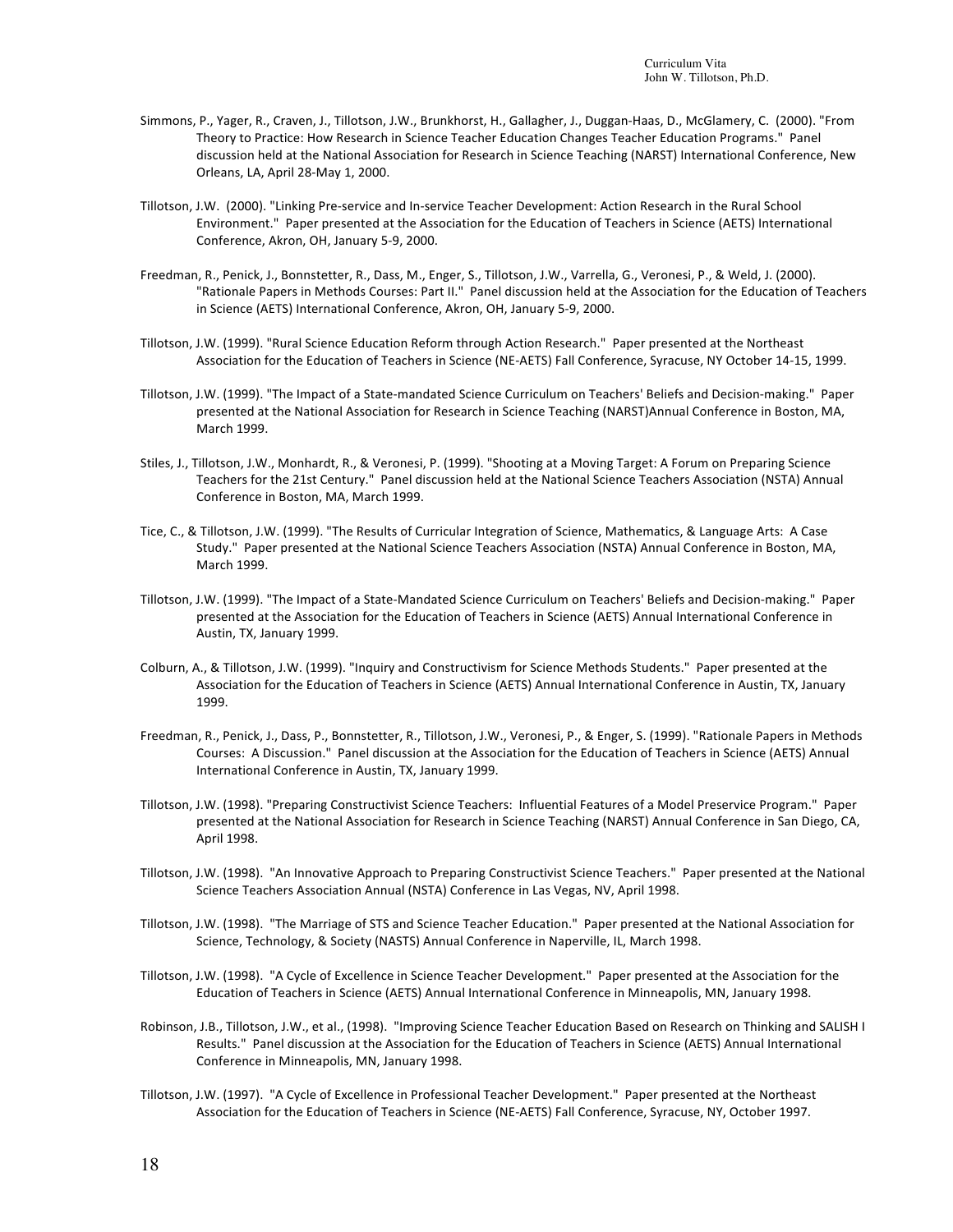Simmons, P., Yager, R., Craven, J., Tillotson, J.W., Brunkhorst, H., Gallagher, J., Duggan-Haas, D., McGlamery, C. (2000). "From Theory to Practice: How Research in Science Teacher Education Changes Teacher Education Programs." Panel discussion held at the National Association for Research in Science Teaching (NARST) International Conference, New Orleans, LA, April 28-May 1, 2000.

Tillotson, J.W. (2000). "Linking Pre-service and In-service Teacher Development: Action Research in the Rural School Environment." Paper presented at the Association for the Education of Teachers in Science (AETS) International Conference, Akron, OH, January 5-9, 2000.

Freedman, R., Penick, J., Bonnstetter, R., Dass, M., Enger, S., Tillotson, J.W., Varrella, G., Veronesi, P., & Weld, J. (2000). "Rationale Papers in Methods Courses: Part II." Panel discussion held at the Association for the Education of Teachers in Science (AETS) International Conference, Akron, OH, January 5-9, 2000.

Tillotson, J.W. (1999). "Rural Science Education Reform through Action Research." Paper presented at the Northeast Association for the Education of Teachers in Science (NE-AETS) Fall Conference, Syracuse, NY October 14-15, 1999.

Tillotson, J.W. (1999). "The Impact of a State-mandated Science Curriculum on Teachers' Beliefs and Decision-making." Paper presented at the National Association for Research in Science Teaching (NARST)Annual Conference in Boston, MA, March 1999.

Stiles, J., Tillotson, J.W., Monhardt, R., & Veronesi, P. (1999). "Shooting at a Moving Target: A Forum on Preparing Science Teachers for the 21st Century." Panel discussion held at the National Science Teachers Association (NSTA) Annual Conference in Boston, MA, March 1999.

Tice, C., & Tillotson, J.W. (1999). "The Results of Curricular Integration of Science, Mathematics, & Language Arts: A Case Study." Paper presented at the National Science Teachers Association (NSTA) Annual Conference in Boston, MA, March 1999.

Tillotson, J.W. (1999). "The Impact of a State-Mandated Science Curriculum on Teachers' Beliefs and Decision-making." Paper presented at the Association for the Education of Teachers in Science (AETS) Annual International Conference in Austin, TX, January 1999.

Colburn, A., & Tillotson, J.W. (1999). "Inquiry and Constructivism for Science Methods Students." Paper presented at the Association for the Education of Teachers in Science (AETS) Annual International Conference in Austin, TX, January 1999.

Freedman, R., Penick, J., Dass, P., Bonnstetter, R., Tillotson, J.W., Veronesi, P., & Enger, S. (1999). "Rationale Papers in Methods Courses: A Discussion." Panel discussion at the Association for the Education of Teachers in Science (AETS) Annual International Conference in Austin, TX, January 1999.

Tillotson, J.W. (1998). "Preparing Constructivist Science Teachers: Influential Features of a Model Preservice Program." Paper presented at the National Association for Research in Science Teaching (NARST) Annual Conference in San Diego, CA, April 1998.

Tillotson, J.W. (1998). "An Innovative Approach to Preparing Constructivist Science Teachers." Paper presented at the National Science Teachers Association Annual (NSTA) Conference in Las Vegas, NV, April 1998.

Tillotson, J.W. (1998). "The Marriage of STS and Science Teacher Education." Paper presented at the National Association for Science, Technology, & Society (NASTS) Annual Conference in Naperville, IL, March 1998.

Tillotson, J.W. (1998). "A Cycle of Excellence in Science Teacher Development." Paper presented at the Association for the Education of Teachers in Science (AETS) Annual International Conference in Minneapolis, MN, January 1998.

Robinson, J.B., Tillotson, J.W., et al., (1998). "Improving Science Teacher Education Based on Research on Thinking and SALISH I Results." Panel discussion at the Association for the Education of Teachers in Science (AETS) Annual International Conference in Minneapolis, MN, January 1998.

Tillotson, J.W. (1997). "A Cycle of Excellence in Professional Teacher Development." Paper presented at the Northeast Association for the Education of Teachers in Science (NE-AETS) Fall Conference, Syracuse, NY, October 1997.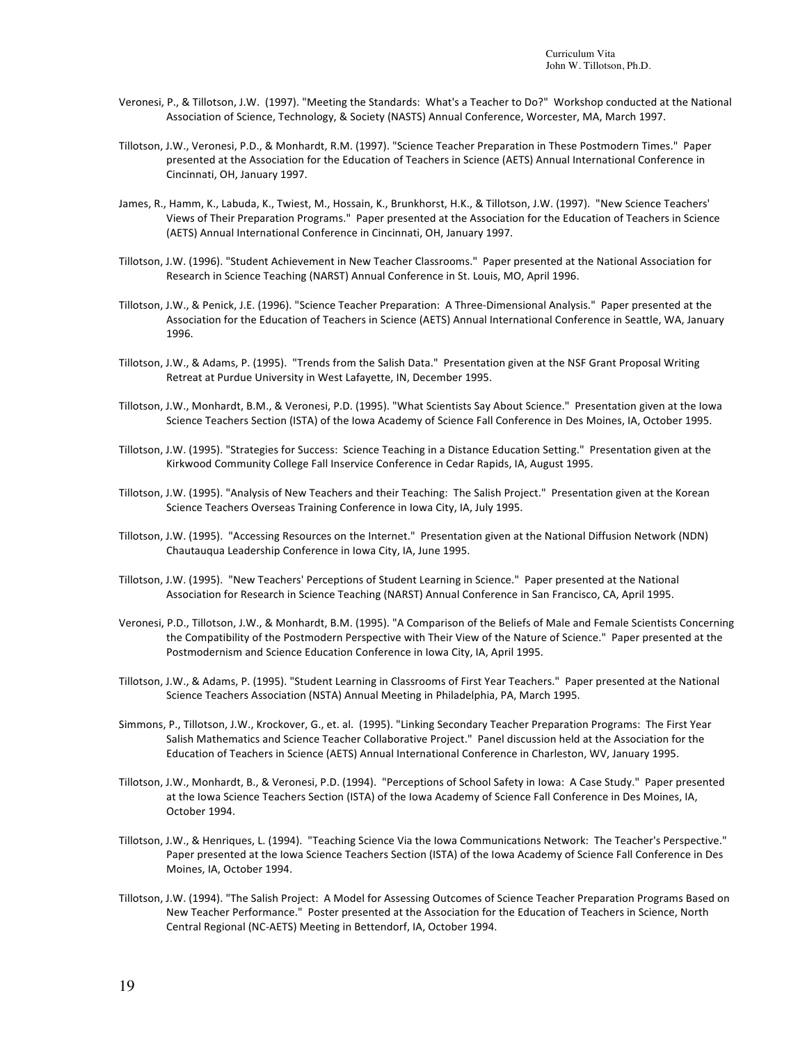Veronesi, P., & Tillotson, J.W. (1997). "Meeting the Standards: What's a Teacher to Do?" Workshop conducted at the National Association of Science, Technology, & Society (NASTS) Annual Conference, Worcester, MA, March 1997.

Tillotson, J.W., Veronesi, P.D., & Monhardt, R.M. (1997). "Science Teacher Preparation in These Postmodern Times." Paper presented at the Association for the Education of Teachers in Science (AETS) Annual International Conference in Cincinnati, OH, January 1997.

James, R., Hamm, K., Labuda, K., Twiest, M., Hossain, K., Brunkhorst, H.K., & Tillotson, J.W. (1997). "New Science Teachers' Views of Their Preparation Programs." Paper presented at the Association for the Education of Teachers in Science (AETS) Annual International Conference in Cincinnati, OH, January 1997.

Tillotson, J.W. (1996). "Student Achievement in New Teacher Classrooms." Paper presented at the National Association for Research in Science Teaching (NARST) Annual Conference in St. Louis, MO, April 1996.

Tillotson, J.W., & Penick, J.E. (1996). "Science Teacher Preparation: A Three-Dimensional Analysis." Paper presented at the Association for the Education of Teachers in Science (AETS) Annual International Conference in Seattle, WA, January 1996.

Tillotson, J.W., & Adams, P. (1995). "Trends from the Salish Data." Presentation given at the NSF Grant Proposal Writing Retreat at Purdue University in West Lafayette, IN, December 1995.

Tillotson, J.W., Monhardt, B.M., & Veronesi, P.D. (1995). "What Scientists Say About Science." Presentation given at the Iowa Science Teachers Section (ISTA) of the Iowa Academy of Science Fall Conference in Des Moines, IA, October 1995.

Tillotson, J.W. (1995). "Strategies for Success: Science Teaching in a Distance Education Setting." Presentation given at the Kirkwood Community College Fall Inservice Conference in Cedar Rapids, IA, August 1995.

Tillotson, J.W. (1995). "Analysis of New Teachers and their Teaching: The Salish Project." Presentation given at the Korean Science Teachers Overseas Training Conference in Iowa City, IA, July 1995.

Tillotson, J.W. (1995). "Accessing Resources on the Internet." Presentation given at the National Diffusion Network (NDN) Chautauqua Leadership Conference in Iowa City, IA, June 1995.

Tillotson, J.W. (1995). "New Teachers' Perceptions of Student Learning in Science." Paper presented at the National Association for Research in Science Teaching (NARST) Annual Conference in San Francisco, CA, April 1995.

Veronesi, P.D., Tillotson, J.W., & Monhardt, B.M. (1995). "A Comparison of the Beliefs of Male and Female Scientists Concerning the Compatibility of the Postmodern Perspective with Their View of the Nature of Science." Paper presented at the Postmodernism and Science Education Conference in Iowa City, IA, April 1995.

Tillotson, J.W., & Adams, P. (1995). "Student Learning in Classrooms of First Year Teachers." Paper presented at the National Science Teachers Association (NSTA) Annual Meeting in Philadelphia, PA, March 1995.

Simmons, P., Tillotson, J.W., Krockover, G., et. al. (1995). "Linking Secondary Teacher Preparation Programs: The First Year Salish Mathematics and Science Teacher Collaborative Project." Panel discussion held at the Association for the Education of Teachers in Science (AETS) Annual International Conference in Charleston, WV, January 1995.

Tillotson, J.W., Monhardt, B., & Veronesi, P.D. (1994). "Perceptions of School Safety in Iowa: A Case Study." Paper presented at the Iowa Science Teachers Section (ISTA) of the Iowa Academy of Science Fall Conference in Des Moines, IA, October 1994.

Tillotson, J.W., & Henriques, L. (1994). "Teaching Science Via the Iowa Communications Network: The Teacher's Perspective." Paper presented at the Iowa Science Teachers Section (ISTA) of the Iowa Academy of Science Fall Conference in Des Moines, IA, October 1994.

Tillotson, J.W. (1994). "The Salish Project: A Model for Assessing Outcomes of Science Teacher Preparation Programs Based on New Teacher Performance." Poster presented at the Association for the Education of Teachers in Science, North Central Regional (NC-AETS) Meeting in Bettendorf, IA, October 1994.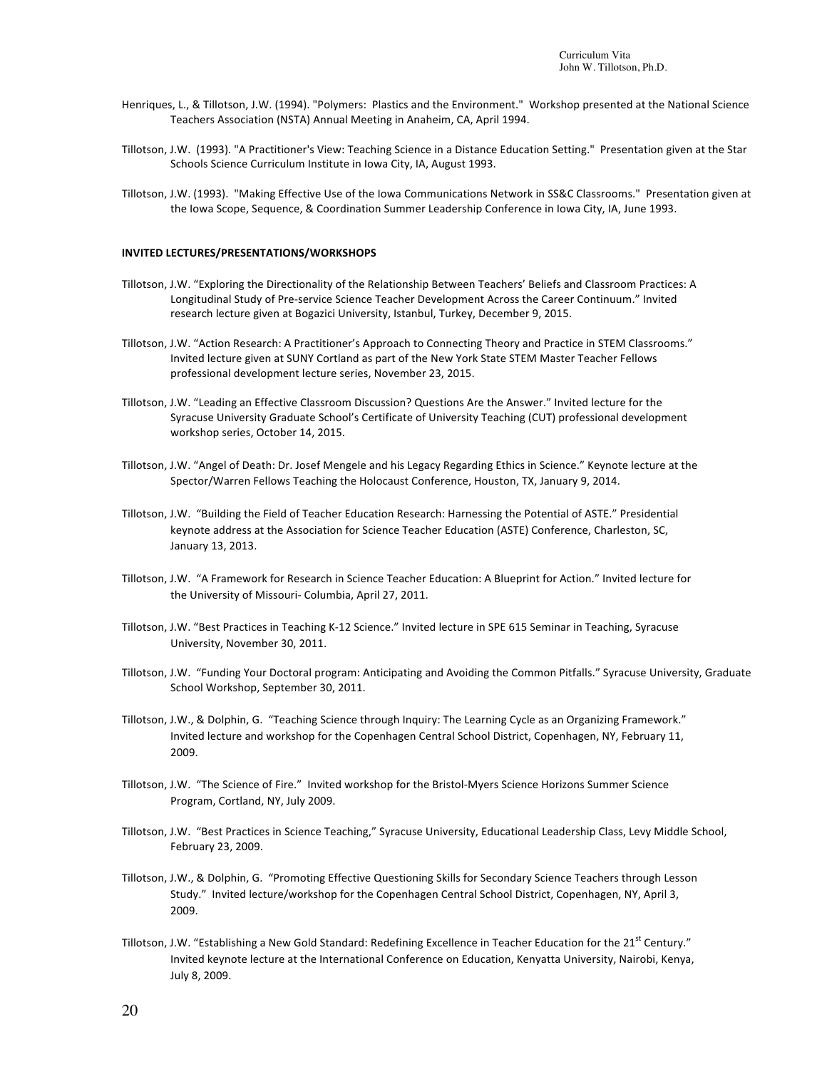Henriques, L., & Tillotson, J.W. (1994). "Polymers: Plastics and the Environment." Workshop presented at the National Science Teachers Association (NSTA) Annual Meeting in Anaheim, CA, April 1994.

Tillotson, J.W. (1993). "A Practitioner's View: Teaching Science in a Distance Education Setting." Presentation given at the Star Schools Science Curriculum Institute in Iowa City, IA, August 1993.

Tillotson, J.W. (1993). "Making Effective Use of the Iowa Communications Network in SS&C Classrooms." Presentation given at the Iowa Scope, Sequence, & Coordination Summer Leadership Conference in Iowa City, IA, June 1993.

**INVITED LECTURES/PRESENTATIONS/WORKSHOPS**

Tillotson, J.W. "Exploring the Directionality of the Relationship Between Teachers' Beliefs and Classroom Practices: A Longitudinal Study of Pre-service Science Teacher Development Across the Career Continuum." Invited research lecture given at Bogazici University, Istanbul, Turkey, December 9, 2015.

Tillotson, J.W. "Action Research: A Practitioner's Approach to Connecting Theory and Practice in STEM Classrooms." Invited lecture given at SUNY Cortland as part of the New York State STEM Master Teacher Fellows professional development lecture series, November 23, 2015.

Tillotson, J.W. "Leading an Effective Classroom Discussion? Questions Are the Answer." Invited lecture for the Syracuse University Graduate School's Certificate of University Teaching (CUT) professional development workshop series, October 14, 2015.

Tillotson, J.W. "Angel of Death: Dr. Josef Mengele and his Legacy Regarding Ethics in Science." Keynote lecture at the Spector/Warren Fellows Teaching the Holocaust Conference, Houston, TX, January 9, 2014.

Tillotson, J.W. "Building the Field of Teacher Education Research: Harnessing the Potential of ASTE." Presidential keynote address at the Association for Science Teacher Education (ASTE) Conference, Charleston, SC, January 13, 2013.

Tillotson, J.W. "A Framework for Research in Science Teacher Education: A Blueprint for Action." Invited lecture for the University of Missouri- Columbia, April 27, 2011.

Tillotson, J.W. "Best Practices in Teaching K-12 Science." Invited lecture in SPE 615 Seminar in Teaching, Syracuse University, November 30, 2011.

Tillotson, J.W. "Funding Your Doctoral program: Anticipating and Avoiding the Common Pitfalls." Syracuse University, Graduate School Workshop, September 30, 2011.

Tillotson, J.W., & Dolphin, G. "Teaching Science through Inquiry: The Learning Cycle as an Organizing Framework." Invited lecture and workshop for the Copenhagen Central School District, Copenhagen, NY, February 11, 2009.

Tillotson, J.W. "The Science of Fire." Invited workshop for the Bristol-Myers Science Horizons Summer Science Program, Cortland, NY, July 2009.

Tillotson, J.W. "Best Practices in Science Teaching," Syracuse University, Educational Leadership Class, Levy Middle School, February 23, 2009.

Tillotson, J.W., & Dolphin, G. "Promoting Effective Questioning Skills for Secondary Science Teachers through Lesson Study." Invited lecture/workshop for the Copenhagen Central School District, Copenhagen, NY, April 3, 2009.

Tillotson, J.W. "Establishing a New Gold Standard: Redefining Excellence in Teacher Education for the 21st Century." Invited keynote lecture at the International Conference on Education, Kenyatta University, Nairobi, Kenya, July 8, 2009.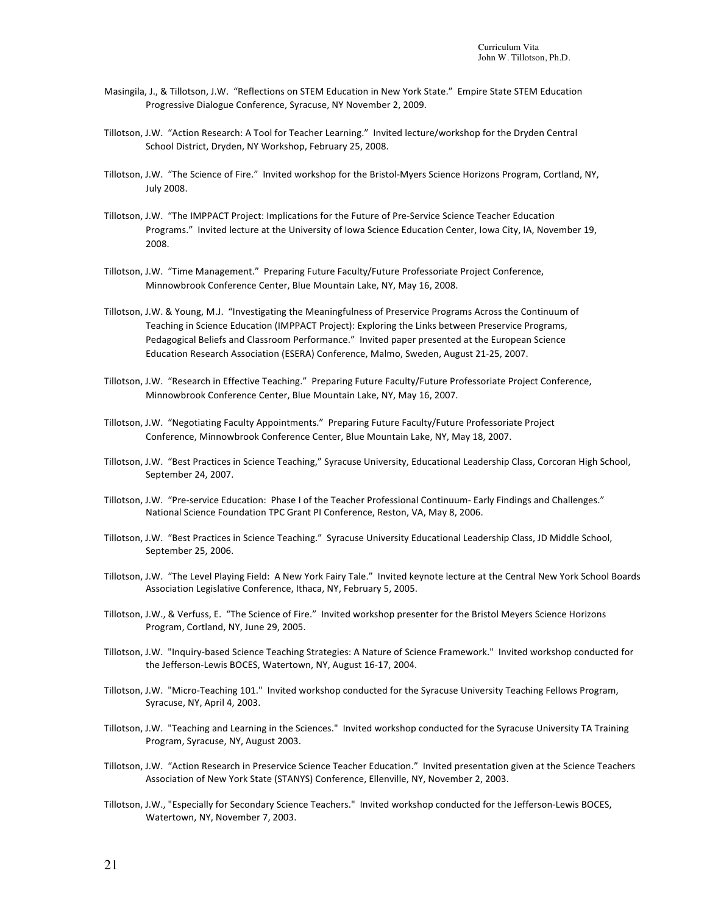Masingila, J., & Tillotson, J.W. "Reflections on STEM Education in New York State." Empire State STEM Education Progressive Dialogue Conference, Syracuse, NY November 2, 2009.

Tillotson, J.W. "Action Research: A Tool for Teacher Learning." Invited lecture/workshop for the Dryden Central School District, Dryden, NY Workshop, February 25, 2008.

Tillotson, J.W. "The Science of Fire." Invited workshop for the Bristol-Myers Science Horizons Program, Cortland, NY, July 2008.

Tillotson, J.W. "The IMPPACT Project: Implications for the Future of Pre-Service Science Teacher Education Programs." Invited lecture at the University of Iowa Science Education Center, Iowa City, IA, November 19, 2008.

Tillotson, J.W. "Time Management." Preparing Future Faculty/Future Professoriate Project Conference, Minnowbrook Conference Center, Blue Mountain Lake, NY, May 16, 2008.

Tillotson, J.W. & Young, M.J. "Investigating the Meaningfulness of Preservice Programs Across the Continuum of Teaching in Science Education (IMPPACT Project): Exploring the Links between Preservice Programs, Pedagogical Beliefs and Classroom Performance." Invited paper presented at the European Science Education Research Association (ESERA) Conference, Malmo, Sweden, August 21-25, 2007.

Tillotson, J.W. "Research in Effective Teaching." Preparing Future Faculty/Future Professoriate Project Conference, Minnowbrook Conference Center, Blue Mountain Lake, NY, May 16, 2007.

Tillotson, J.W. "Negotiating Faculty Appointments." Preparing Future Faculty/Future Professoriate Project Conference, Minnowbrook Conference Center, Blue Mountain Lake, NY, May 18, 2007.

Tillotson, J.W. "Best Practices in Science Teaching," Syracuse University, Educational Leadership Class, Corcoran High School, September 24, 2007.

Tillotson, J.W. "Pre-service Education: Phase I of the Teacher Professional Continuum- Early Findings and Challenges." National Science Foundation TPC Grant PI Conference, Reston, VA, May 8, 2006.

Tillotson, J.W. "Best Practices in Science Teaching." Syracuse University Educational Leadership Class, JD Middle School, September 25, 2006.

Tillotson, J.W. "The Level Playing Field: A New York Fairy Tale." Invited keynote lecture at the Central New York School Boards Association Legislative Conference, Ithaca, NY, February 5, 2005.

Tillotson, J.W., & Verfuss, E. "The Science of Fire." Invited workshop presenter for the Bristol Meyers Science Horizons Program, Cortland, NY, June 29, 2005.

Tillotson, J.W. "Inquiry-based Science Teaching Strategies: A Nature of Science Framework." Invited workshop conducted for the Jefferson-Lewis BOCES, Watertown, NY, August 16-17, 2004.

Tillotson, J.W. "Micro-Teaching 101." Invited workshop conducted for the Syracuse University Teaching Fellows Program, Syracuse, NY, April 4, 2003.

Tillotson, J.W. "Teaching and Learning in the Sciences." Invited workshop conducted for the Syracuse University TA Training Program, Syracuse, NY, August 2003.

Tillotson, J.W. "Action Research in Preservice Science Teacher Education." Invited presentation given at the Science Teachers Association of New York State (STANYS) Conference, Ellenville, NY, November 2, 2003.

Tillotson, J.W., "Especially for Secondary Science Teachers." Invited workshop conducted for the Jefferson-Lewis BOCES, Watertown, NY, November 7, 2003.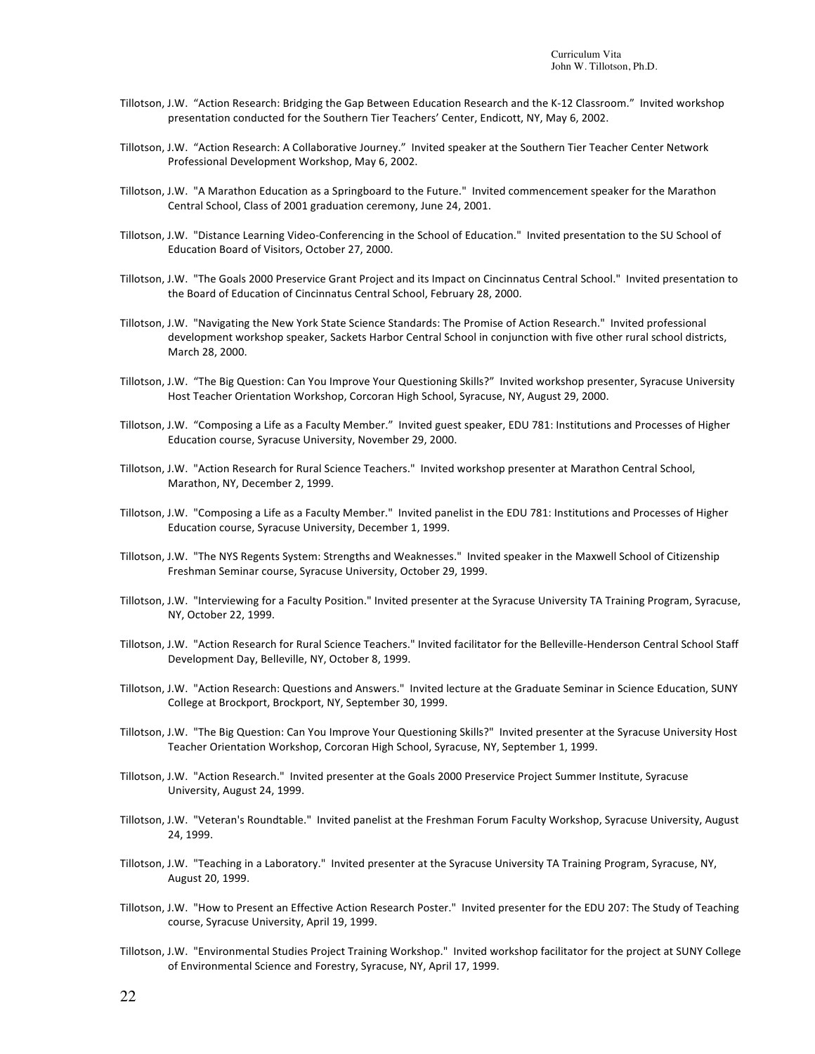Tillotson, J.W. “Action Research: Bridging the Gap Between Education Research and the K-12 Classroom.” Invited workshop presentation conducted for the Southern Tier Teachers’ Center, Endicott, NY, May 6, 2002.

Tillotson, J.W. “Action Research: A Collaborative Journey.” Invited speaker at the Southern Tier Teacher Center Network Professional Development Workshop, May 6, 2002.

Tillotson, J.W. "A Marathon Education as a Springboard to the Future." Invited commencement speaker for the Marathon Central School, Class of 2001 graduation ceremony, June 24, 2001.

Tillotson, J.W. "Distance Learning Video-Conferencing in the School of Education." Invited presentation to the SU School of Education Board of Visitors, October 27, 2000.

Tillotson, J.W. "The Goals 2000 Preservice Grant Project and its Impact on Cincinnatus Central School." Invited presentation to the Board of Education of Cincinnatus Central School, February 28, 2000.

Tillotson, J.W. "Navigating the New York State Science Standards: The Promise of Action Research." Invited professional development workshop speaker, Sackets Harbor Central School in conjunction with five other rural school districts, March 28, 2000.

Tillotson, J.W. “The Big Question: Can You Improve Your Questioning Skills?” Invited workshop presenter, Syracuse University Host Teacher Orientation Workshop, Corcoran High School, Syracuse, NY, August 29, 2000.

Tillotson, J.W. “Composing a Life as a Faculty Member.” Invited guest speaker, EDU 781: Institutions and Processes of Higher Education course, Syracuse University, November 29, 2000.

Tillotson, J.W. "Action Research for Rural Science Teachers." Invited workshop presenter at Marathon Central School, Marathon, NY, December 2, 1999.

Tillotson, J.W. "Composing a Life as a Faculty Member." Invited panelist in the EDU 781: Institutions and Processes of Higher Education course, Syracuse University, December 1, 1999.

Tillotson, J.W. "The NYS Regents System: Strengths and Weaknesses." Invited speaker in the Maxwell School of Citizenship Freshman Seminar course, Syracuse University, October 29, 1999.

Tillotson, J.W. "Interviewing for a Faculty Position." Invited presenter at the Syracuse University TA Training Program, Syracuse, NY, October 22, 1999.

Tillotson, J.W. "Action Research for Rural Science Teachers." Invited facilitator for the Belleville-Henderson Central School Staff Development Day, Belleville, NY, October 8, 1999.

Tillotson, J.W. "Action Research: Questions and Answers." Invited lecture at the Graduate Seminar in Science Education, SUNY College at Brockport, Brockport, NY, September 30, 1999.

Tillotson, J.W. "The Big Question: Can You Improve Your Questioning Skills?" Invited presenter at the Syracuse University Host Teacher Orientation Workshop, Corcoran High School, Syracuse, NY, September 1, 1999.

Tillotson, J.W. "Action Research." Invited presenter at the Goals 2000 Preservice Project Summer Institute, Syracuse University, August 24, 1999.

Tillotson, J.W. "Veteran's Roundtable." Invited panelist at the Freshman Forum Faculty Workshop, Syracuse University, August 24, 1999.

Tillotson, J.W. "Teaching in a Laboratory." Invited presenter at the Syracuse University TA Training Program, Syracuse, NY, August 20, 1999.

Tillotson, J.W. "How to Present an Effective Action Research Poster." Invited presenter for the EDU 207: The Study of Teaching course, Syracuse University, April 19, 1999.

Tillotson, J.W. "Environmental Studies Project Training Workshop." Invited workshop facilitator for the project at SUNY College of Environmental Science and Forestry, Syracuse, NY, April 17, 1999.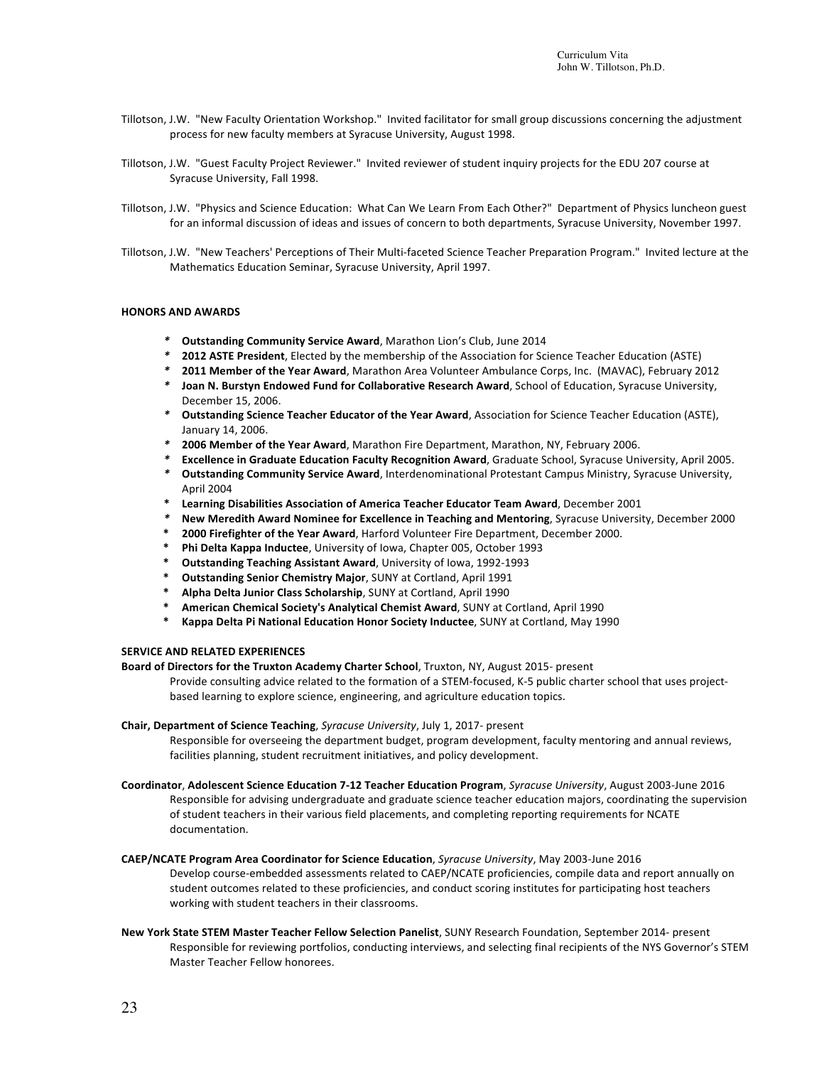Tillotson, J.W. "New Faculty Orientation Workshop." Invited facilitator for small group discussions concerning the adjustment process for new faculty members at Syracuse University, August 1998.

Tillotson, J.W. "Guest Faculty Project Reviewer." Invited reviewer of student inquiry projects for the EDU 207 course at Syracuse University, Fall 1998.

Tillotson, J.W. "Physics and Science Education: What Can We Learn From Each Other?" Department of Physics luncheon guest for an informal discussion of ideas and issues of concern to both departments, Syracuse University, November 1997.

Tillotson, J.W. "New Teachers' Perceptions of Their Multi-faceted Science Teacher Preparation Program." Invited lecture at the Mathematics Education Seminar, Syracuse University, April 1997.

**HONORS AND AWARDS**

- **Outstanding Community Service Award**, Marathon Lion's Club, June 2014
- **2012 ASTE President**, Elected by the membership of the Association for Science Teacher Education (ASTE)
- **2011 Member of the Year Award**, Marathon Area Volunteer Ambulance Corps, Inc. (MAVAC), February 2012
- **Joan N. Burstyn Endowed Fund for Collaborative Research Award**, School of Education, Syracuse University, December 15, 2006.
- **Outstanding Science Teacher Educator of the Year Award**, Association for Science Teacher Education (ASTE), January 14, 2006.
- **2006 Member of the Year Award**, Marathon Fire Department, Marathon, NY, February 2006.
- **Excellence in Graduate Education Faculty Recognition Award**, Graduate School, Syracuse University, April 2005.
- **Outstanding Community Service Award**, Interdenominational Protestant Campus Ministry, Syracuse University, April 2004
- **Learning Disabilities Association of America Teacher Educator Team Award**, December 2001
- **New Meredith Award Nominee for Excellence in Teaching and Mentoring**, Syracuse University, December 2000
- **2000 Firefighter of the Year Award**, Harford Volunteer Fire Department, December 2000.
- **Phi Delta Kappa Inductee**, University of Iowa, Chapter 005, October 1993
- **Outstanding Teaching Assistant Award**, University of Iowa, 1992-1993
- **Outstanding Senior Chemistry Major**, SUNY at Cortland, April 1991
- **Alpha Delta Junior Class Scholarship**, SUNY at Cortland, April 1990
- **American Chemical Society's Analytical Chemist Award**, SUNY at Cortland, April 1990
- **Kappa Delta Pi National Education Honor Society Inductee**, SUNY at Cortland, May 1990

**SERVICE AND RELATED EXPERIENCES**

**Board of Directors for the Truxton Academy Charter School**, Truxton, NY, August 2015- present

Provide consulting advice related to the formation of a STEM-focused, K-5 public charter school that uses project-based learning to explore science, engineering, and agriculture education topics.

**Chair, Department of Science Teaching**, *Syracuse University*, July 1, 2017- present

Responsible for overseeing the department budget, program development, faculty mentoring and annual reviews, facilities planning, student recruitment initiatives, and policy development.

**Coordinator**, **Adolescent Science Education 7-12 Teacher Education Program**, *Syracuse University*, August 2003-June 2016

Responsible for advising undergraduate and graduate science teacher education majors, coordinating the supervision of student teachers in their various field placements, and completing reporting requirements for NCATE documentation.

**CAEP/NCATE Program Area Coordinator for Science Education**, *Syracuse University*, May 2003-June 2016

Develop course-embedded assessments related to CAEP/NCATE proficiencies, compile data and report annually on student outcomes related to these proficiencies, and conduct scoring institutes for participating host teachers working with student teachers in their classrooms.

**New York State STEM Master Teacher Fellow Selection Panelist**, SUNY Research Foundation, September 2014- present

Responsible for reviewing portfolios, conducting interviews, and selecting final recipients of the NYS Governor's STEM Master Teacher Fellow honorees.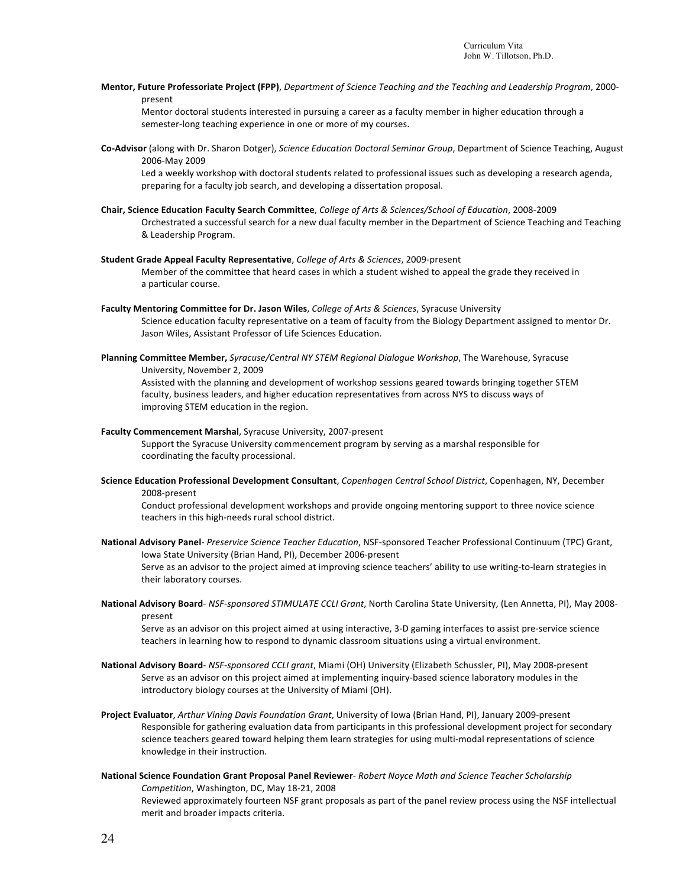**Mentor, Future Professoriate Project (FPP)**, *Department of Science Teaching and the Teaching and Leadership Program*, 2000-present

Mentor doctoral students interested in pursuing a career as a faculty member in higher education through a semester-long teaching experience in one or more of my courses.

**Co-Advisor** (along with Dr. Sharon Dotger), *Science Education Doctoral Seminar Group*, Department of Science Teaching, August 2006-May 2009

Led a weekly workshop with doctoral students related to professional issues such as developing a research agenda, preparing for a faculty job search, and developing a dissertation proposal.

**Chair, Science Education Faculty Search Committee**, *College of Arts & Sciences/School of Education*, 2008-2009

Orchestrated a successful search for a new dual faculty member in the Department of Science Teaching and Teaching & Leadership Program.

**Student Grade Appeal Faculty Representative**, *College of Arts & Sciences*, 2009-present

Member of the committee that heard cases in which a student wished to appeal the grade they received in a particular course.

**Faculty Mentoring Committee for Dr. Jason Wiles**, *College of Arts & Sciences*, Syracuse University

Science education faculty representative on a team of faculty from the Biology Department assigned to mentor Dr. Jason Wiles, Assistant Professor of Life Sciences Education.

**Planning Committee Member,** *Syracuse/Central NY STEM Regional Dialogue Workshop*, The Warehouse, Syracuse University, November 2, 2009

Assisted with the planning and development of workshop sessions geared towards bringing together STEM faculty, business leaders, and higher education representatives from across NYS to discuss ways of improving STEM education in the region.

**Faculty Commencement Marshal**, Syracuse University, 2007-present

Support the Syracuse University commencement program by serving as a marshal responsible for coordinating the faculty processional.

**Science Education Professional Development Consultant**, *Copenhagen Central School District*, Copenhagen, NY, December 2008-present

Conduct professional development workshops and provide ongoing mentoring support to three novice science teachers in this high-needs rural school district.

**National Advisory Panel**- *Preservice Science Teacher Education*, NSF-sponsored Teacher Professional Continuum (TPC) Grant, Iowa State University (Brian Hand, PI), December 2006-present

Serve as an advisor to the project aimed at improving science teachers' ability to use writing-to-learn strategies in their laboratory courses.

**National Advisory Board**- *NSF-sponsored STIMULATE CCLI Grant*, North Carolina State University, (Len Annetta, PI), May 2008-present

Serve as an advisor on this project aimed at using interactive, 3-D gaming interfaces to assist pre-service science teachers in learning how to respond to dynamic classroom situations using a virtual environment.

**National Advisory Board**- *NSF-sponsored CCLI grant*, Miami (OH) University (Elizabeth Schussler, PI), May 2008-present

Serve as an advisor on this project aimed at implementing inquiry-based science laboratory modules in the introductory biology courses at the University of Miami (OH).

**Project Evaluator**, *Arthur Vining Davis Foundation Grant*, University of Iowa (Brian Hand, PI), January 2009-present

Responsible for gathering evaluation data from participants in this professional development project for secondary science teachers geared toward helping them learn strategies for using multi-modal representations of science knowledge in their instruction.

**National Science Foundation Grant Proposal Panel Reviewer**- *Robert Noyce Math and Science Teacher Scholarship Competition*, Washington, DC, May 18-21, 2008

Reviewed approximately fourteen NSF grant proposals as part of the panel review process using the NSF intellectual merit and broader impacts criteria.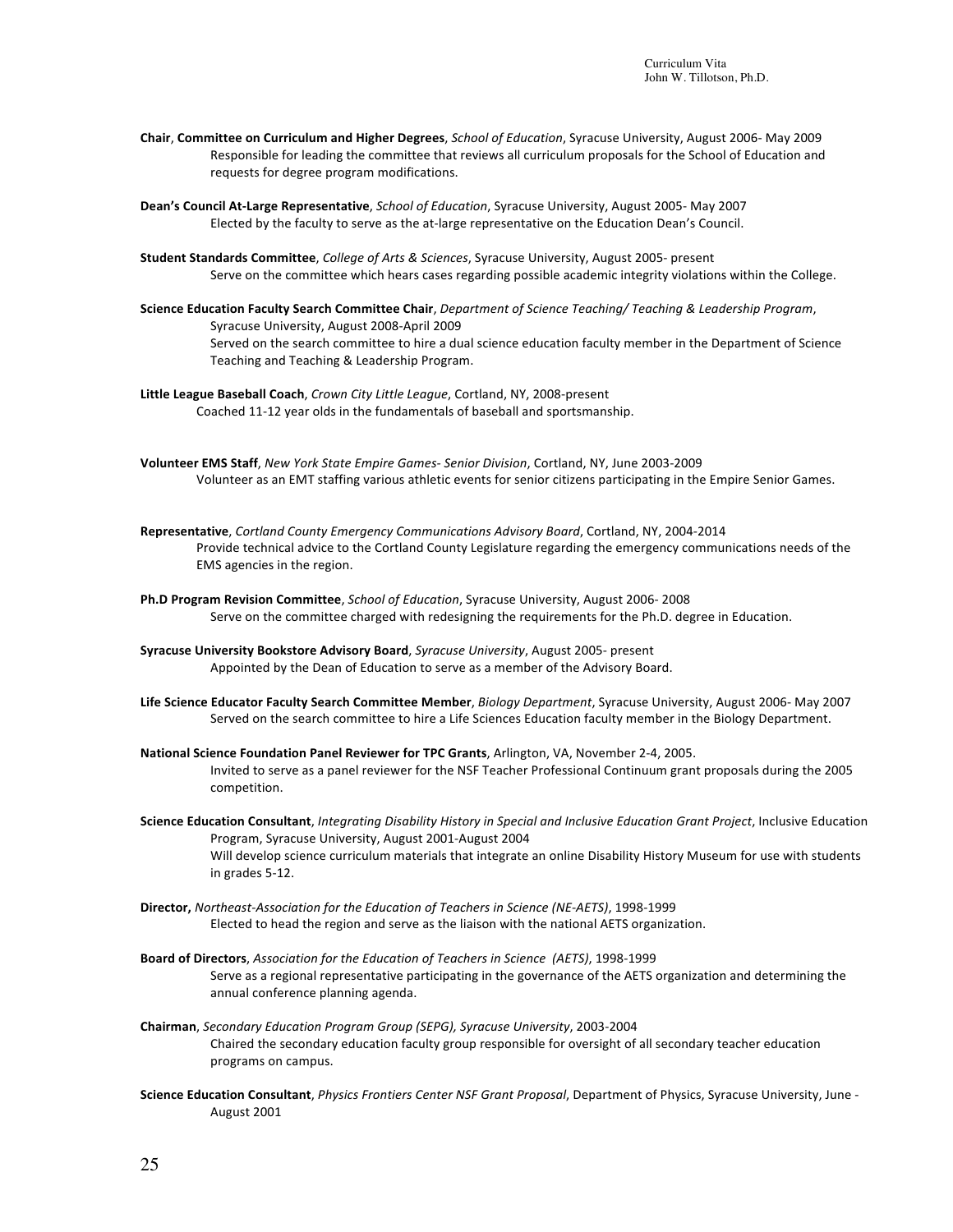**Chair**, **Committee on Curriculum and Higher Degrees**, *School of Education*, Syracuse University, August 2006- May 2009
Responsible for leading the committee that reviews all curriculum proposals for the School of Education and requests for degree program modifications.

**Dean's Council At-Large Representative**, *School of Education*, Syracuse University, August 2005- May 2007
Elected by the faculty to serve as the at-large representative on the Education Dean's Council.

**Student Standards Committee**, *College of Arts & Sciences*, Syracuse University, August 2005- present
Serve on the committee which hears cases regarding possible academic integrity violations within the College.

**Science Education Faculty Search Committee Chair**, *Department of Science Teaching/ Teaching & Leadership Program*, Syracuse University, August 2008-April 2009
Served on the search committee to hire a dual science education faculty member in the Department of Science Teaching and Teaching & Leadership Program.

**Little League Baseball Coach**, *Crown City Little League*, Cortland, NY, 2008-present
Coached 11-12 year olds in the fundamentals of baseball and sportsmanship.

**Volunteer EMS Staff**, *New York State Empire Games- Senior Division*, Cortland, NY, June 2003-2009
Volunteer as an EMT staffing various athletic events for senior citizens participating in the Empire Senior Games.

**Representative**, *Cortland County Emergency Communications Advisory Board*, Cortland, NY, 2004-2014
Provide technical advice to the Cortland County Legislature regarding the emergency communications needs of the EMS agencies in the region.

**Ph.D Program Revision Committee**, *School of Education*, Syracuse University, August 2006- 2008
Serve on the committee charged with redesigning the requirements for the Ph.D. degree in Education.

**Syracuse University Bookstore Advisory Board**, *Syracuse University*, August 2005- present
Appointed by the Dean of Education to serve as a member of the Advisory Board.

**Life Science Educator Faculty Search Committee Member**, *Biology Department*, Syracuse University, August 2006- May 2007
Served on the search committee to hire a Life Sciences Education faculty member in the Biology Department.

**National Science Foundation Panel Reviewer for TPC Grants**, Arlington, VA, November 2-4, 2005.
Invited to serve as a panel reviewer for the NSF Teacher Professional Continuum grant proposals during the 2005 competition.

**Science Education Consultant**, *Integrating Disability History in Special and Inclusive Education Grant Project*, Inclusive Education Program, Syracuse University, August 2001-August 2004
Will develop science curriculum materials that integrate an online Disability History Museum for use with students in grades 5-12.

**Director,** *Northeast-Association for the Education of Teachers in Science (NE-AETS)*, 1998-1999
Elected to head the region and serve as the liaison with the national AETS organization.

**Board of Directors**, *Association for the Education of Teachers in Science (AETS)*, 1998-1999
Serve as a regional representative participating in the governance of the AETS organization and determining the annual conference planning agenda.

**Chairman**, *Secondary Education Program Group (SEPG), Syracuse University*, 2003-2004
Chaired the secondary education faculty group responsible for oversight of all secondary teacher education programs on campus.

**Science Education Consultant**, *Physics Frontiers Center NSF Grant Proposal*, Department of Physics, Syracuse University, June - August 2001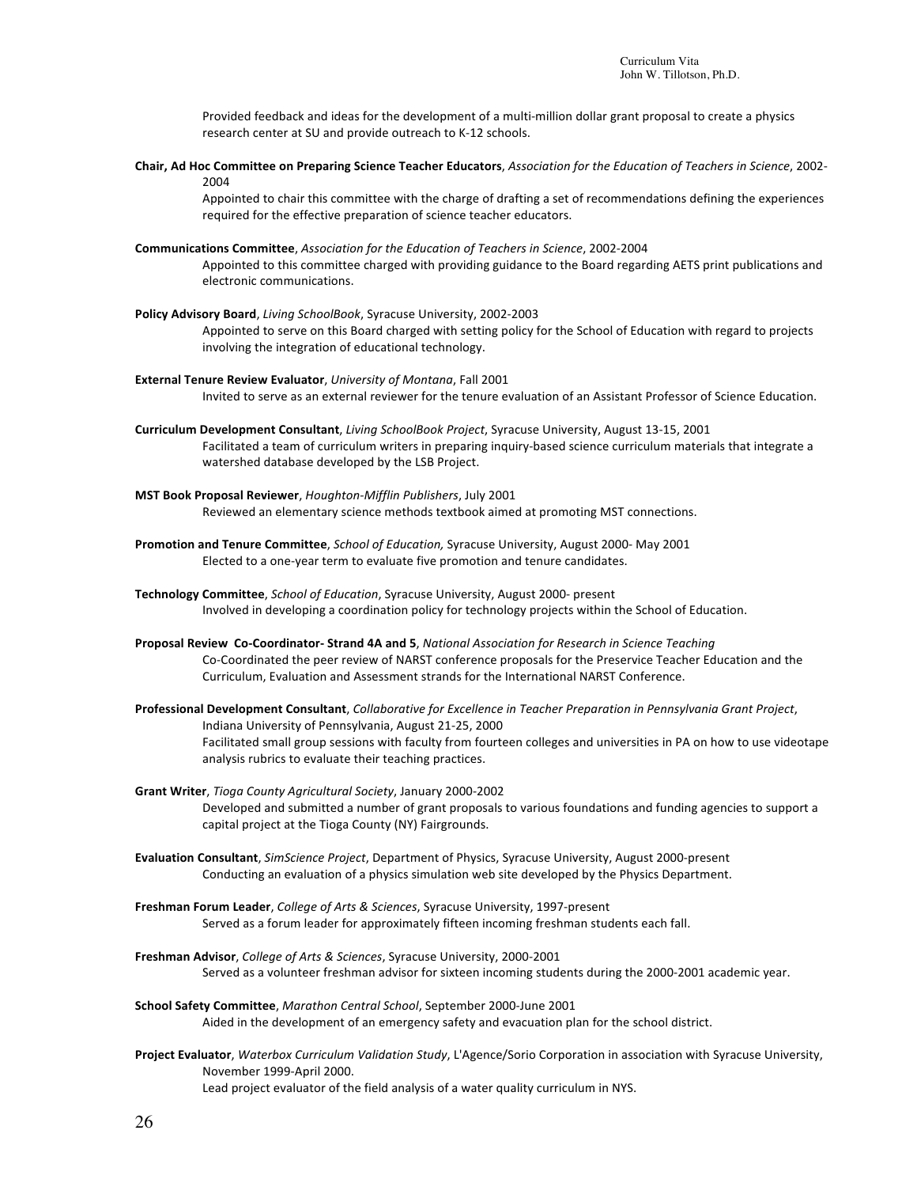Provided feedback and ideas for the development of a multi-million dollar grant proposal to create a physics research center at SU and provide outreach to K-12 schools.

**Chair, Ad Hoc Committee on Preparing Science Teacher Educators**, *Association for the Education of Teachers in Science*, 2002-2004

Appointed to chair this committee with the charge of drafting a set of recommendations defining the experiences required for the effective preparation of science teacher educators.

**Communications Committee**, *Association for the Education of Teachers in Science*, 2002-2004

Appointed to this committee charged with providing guidance to the Board regarding AETS print publications and electronic communications.

**Policy Advisory Board**, *Living SchoolBook*, Syracuse University, 2002-2003

Appointed to serve on this Board charged with setting policy for the School of Education with regard to projects involving the integration of educational technology.

**External Tenure Review Evaluator**, *University of Montana*, Fall 2001

Invited to serve as an external reviewer for the tenure evaluation of an Assistant Professor of Science Education.

**Curriculum Development Consultant**, *Living SchoolBook Project*, Syracuse University, August 13-15, 2001

Facilitated a team of curriculum writers in preparing inquiry-based science curriculum materials that integrate a watershed database developed by the LSB Project.

**MST Book Proposal Reviewer**, *Houghton-Mifflin Publishers*, July 2001

Reviewed an elementary science methods textbook aimed at promoting MST connections.

**Promotion and Tenure Committee**, *School of Education,* Syracuse University, August 2000- May 2001

Elected to a one-year term to evaluate five promotion and tenure candidates.

**Technology Committee**, *School of Education*, Syracuse University, August 2000- present

Involved in developing a coordination policy for technology projects within the School of Education.

**Proposal Review Co-Coordinator- Strand 4A and 5**, *National Association for Research in Science Teaching*

Co-Coordinated the peer review of NARST conference proposals for the Preservice Teacher Education and the Curriculum, Evaluation and Assessment strands for the International NARST Conference.

**Professional Development Consultant**, *Collaborative for Excellence in Teacher Preparation in Pennsylvania Grant Project*, Indiana University of Pennsylvania, August 21-25, 2000

Facilitated small group sessions with faculty from fourteen colleges and universities in PA on how to use videotape analysis rubrics to evaluate their teaching practices.

**Grant Writer**, *Tioga County Agricultural Society*, January 2000-2002

Developed and submitted a number of grant proposals to various foundations and funding agencies to support a capital project at the Tioga County (NY) Fairgrounds.

**Evaluation Consultant**, *SimScience Project*, Department of Physics, Syracuse University, August 2000-present

Conducting an evaluation of a physics simulation web site developed by the Physics Department.

**Freshman Forum Leader**, *College of Arts & Sciences*, Syracuse University, 1997-present

Served as a forum leader for approximately fifteen incoming freshman students each fall.

**Freshman Advisor**, *College of Arts & Sciences*, Syracuse University, 2000-2001

Served as a volunteer freshman advisor for sixteen incoming students during the 2000-2001 academic year.

**School Safety Committee**, *Marathon Central School*, September 2000-June 2001

Aided in the development of an emergency safety and evacuation plan for the school district.

**Project Evaluator**, *Waterbox Curriculum Validation Study*, L'Agence/Sorio Corporation in association with Syracuse University, November 1999-April 2000.

Lead project evaluator of the field analysis of a water quality curriculum in NYS.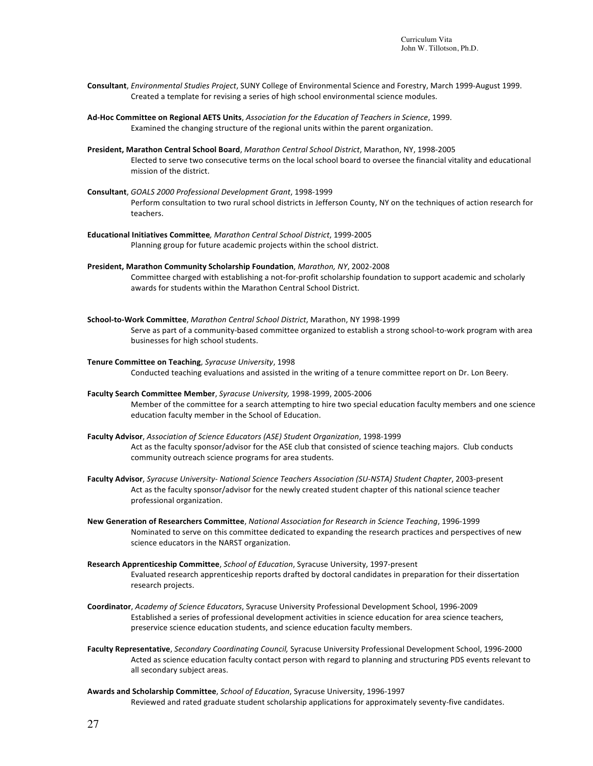**Consultant**, *Environmental Studies Project*, SUNY College of Environmental Science and Forestry, March 1999-August 1999.
Created a template for revising a series of high school environmental science modules.

**Ad-Hoc Committee on Regional AETS Units**, *Association for the Education of Teachers in Science*, 1999.
Examined the changing structure of the regional units within the parent organization.

**President, Marathon Central School Board**, *Marathon Central School District*, Marathon, NY, 1998-2005
Elected to serve two consecutive terms on the local school board to oversee the financial vitality and educational mission of the district.

**Consultant**, *GOALS 2000 Professional Development Grant*, 1998-1999
Perform consultation to two rural school districts in Jefferson County, NY on the techniques of action research for teachers.

**Educational Initiatives Committee***, Marathon Central School District*, 1999-2005
Planning group for future academic projects within the school district.

**President, Marathon Community Scholarship Foundation**, *Marathon, NY*, 2002-2008
Committee charged with establishing a not-for-profit scholarship foundation to support academic and scholarly awards for students within the Marathon Central School District.

**School-to-Work Committee**, *Marathon Central School District*, Marathon, NY 1998-1999
Serve as part of a community-based committee organized to establish a strong school-to-work program with area businesses for high school students.

**Tenure Committee on Teaching**, *Syracuse University*, 1998
Conducted teaching evaluations and assisted in the writing of a tenure committee report on Dr. Lon Beery.

**Faculty Search Committee Member**, *Syracuse University,* 1998-1999, 2005-2006
Member of the committee for a search attempting to hire two special education faculty members and one science education faculty member in the School of Education.

**Faculty Advisor**, *Association of Science Educators (ASE) Student Organization*, 1998-1999
Act as the faculty sponsor/advisor for the ASE club that consisted of science teaching majors. Club conducts community outreach science programs for area students.

**Faculty Advisor**, *Syracuse University- National Science Teachers Association (SU-NSTA) Student Chapter*, 2003-present
Act as the faculty sponsor/advisor for the newly created student chapter of this national science teacher professional organization.

**New Generation of Researchers Committee**, *National Association for Research in Science Teaching*, 1996-1999
Nominated to serve on this committee dedicated to expanding the research practices and perspectives of new science educators in the NARST organization.

**Research Apprenticeship Committee**, *School of Education*, Syracuse University, 1997-present
Evaluated research apprenticeship reports drafted by doctoral candidates in preparation for their dissertation research projects.

**Coordinator**, *Academy of Science Educators*, Syracuse University Professional Development School, 1996-2009
Established a series of professional development activities in science education for area science teachers, preservice science education students, and science education faculty members.

**Faculty Representative**, *Secondary Coordinating Council,* Syracuse University Professional Development School, 1996-2000
Acted as science education faculty contact person with regard to planning and structuring PDS events relevant to all secondary subject areas.

**Awards and Scholarship Committee**, *School of Education*, Syracuse University, 1996-1997
Reviewed and rated graduate student scholarship applications for approximately seventy-five candidates.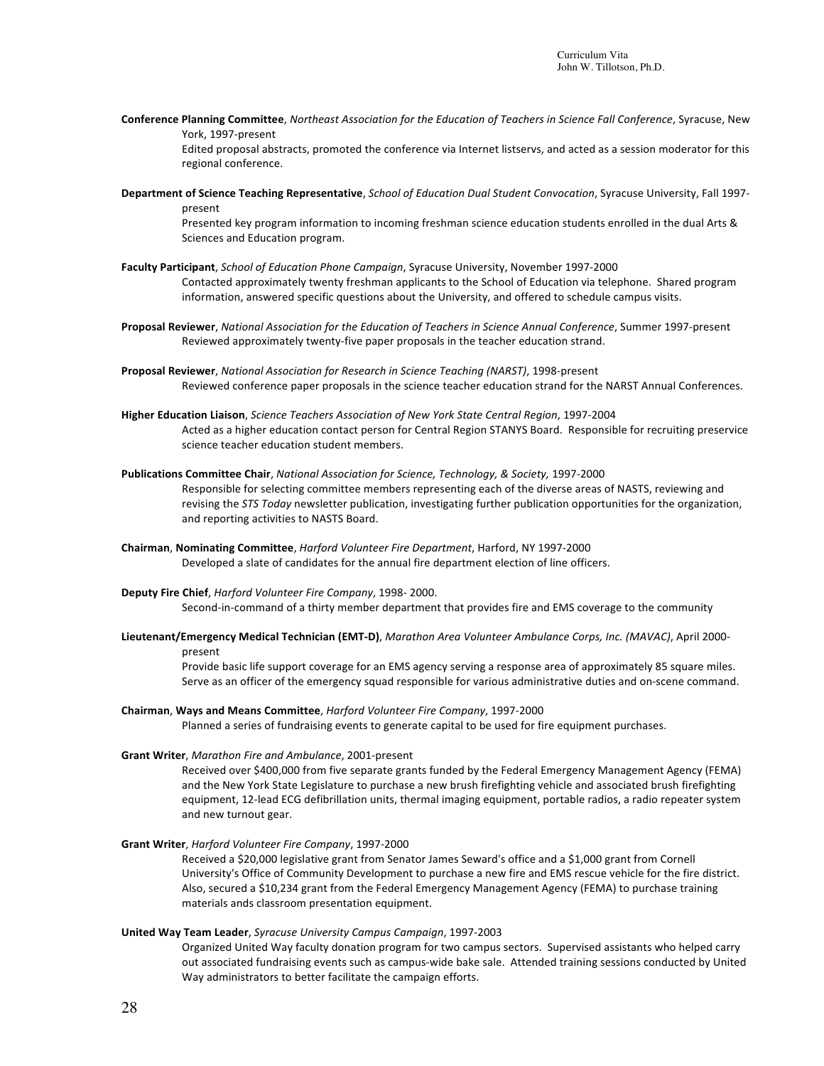**Conference Planning Committee**, *Northeast Association for the Education of Teachers in Science Fall Conference*, Syracuse, New York, 1997-present

Edited proposal abstracts, promoted the conference via Internet listservs, and acted as a session moderator for this regional conference.

**Department of Science Teaching Representative**, *School of Education Dual Student Convocation*, Syracuse University, Fall 1997-present

Presented key program information to incoming freshman science education students enrolled in the dual Arts & Sciences and Education program.

**Faculty Participant**, *School of Education Phone Campaign*, Syracuse University, November 1997-2000

Contacted approximately twenty freshman applicants to the School of Education via telephone. Shared program information, answered specific questions about the University, and offered to schedule campus visits.

**Proposal Reviewer**, *National Association for the Education of Teachers in Science Annual Conference*, Summer 1997-present

Reviewed approximately twenty-five paper proposals in the teacher education strand.

**Proposal Reviewer**, *National Association for Research in Science Teaching (NARST)*, 1998-present

Reviewed conference paper proposals in the science teacher education strand for the NARST Annual Conferences.

**Higher Education Liaison**, *Science Teachers Association of New York State Central Region*, 1997-2004

Acted as a higher education contact person for Central Region STANYS Board. Responsible for recruiting preservice science teacher education student members.

**Publications Committee Chair**, *National Association for Science, Technology, & Society,* 1997-2000

Responsible for selecting committee members representing each of the diverse areas of NASTS, reviewing and revising the *STS Today* newsletter publication, investigating further publication opportunities for the organization, and reporting activities to NASTS Board.

**Chairman**, **Nominating Committee**, *Harford Volunteer Fire Department*, Harford, NY 1997-2000

Developed a slate of candidates for the annual fire department election of line officers.

**Deputy Fire Chief**, *Harford Volunteer Fire Company*, 1998- 2000.

Second-in-command of a thirty member department that provides fire and EMS coverage to the community

**Lieutenant/Emergency Medical Technician (EMT-D)**, *Marathon Area Volunteer Ambulance Corps, Inc. (MAVAC)*, April 2000-present

Provide basic life support coverage for an EMS agency serving a response area of approximately 85 square miles. Serve as an officer of the emergency squad responsible for various administrative duties and on-scene command.

**Chairman**, **Ways and Means Committee**, *Harford Volunteer Fire Company*, 1997-2000

Planned a series of fundraising events to generate capital to be used for fire equipment purchases.

**Grant Writer**, *Marathon Fire and Ambulance*, 2001-present

Received over $400,000 from five separate grants funded by the Federal Emergency Management Agency (FEMA) and the New York State Legislature to purchase a new brush firefighting vehicle and associated brush firefighting equipment, 12-lead ECG defibrillation units, thermal imaging equipment, portable radios, a radio repeater system and new turnout gear.

**Grant Writer**, *Harford Volunteer Fire Company*, 1997-2000

Received a $20,000 legislative grant from Senator James Seward's office and a $1,000 grant from Cornell University's Office of Community Development to purchase a new fire and EMS rescue vehicle for the fire district. Also, secured a $10,234 grant from the Federal Emergency Management Agency (FEMA) to purchase training materials ands classroom presentation equipment.

**United Way Team Leader**, *Syracuse University Campus Campaign*, 1997-2003

Organized United Way faculty donation program for two campus sectors. Supervised assistants who helped carry out associated fundraising events such as campus-wide bake sale. Attended training sessions conducted by United Way administrators to better facilitate the campaign efforts.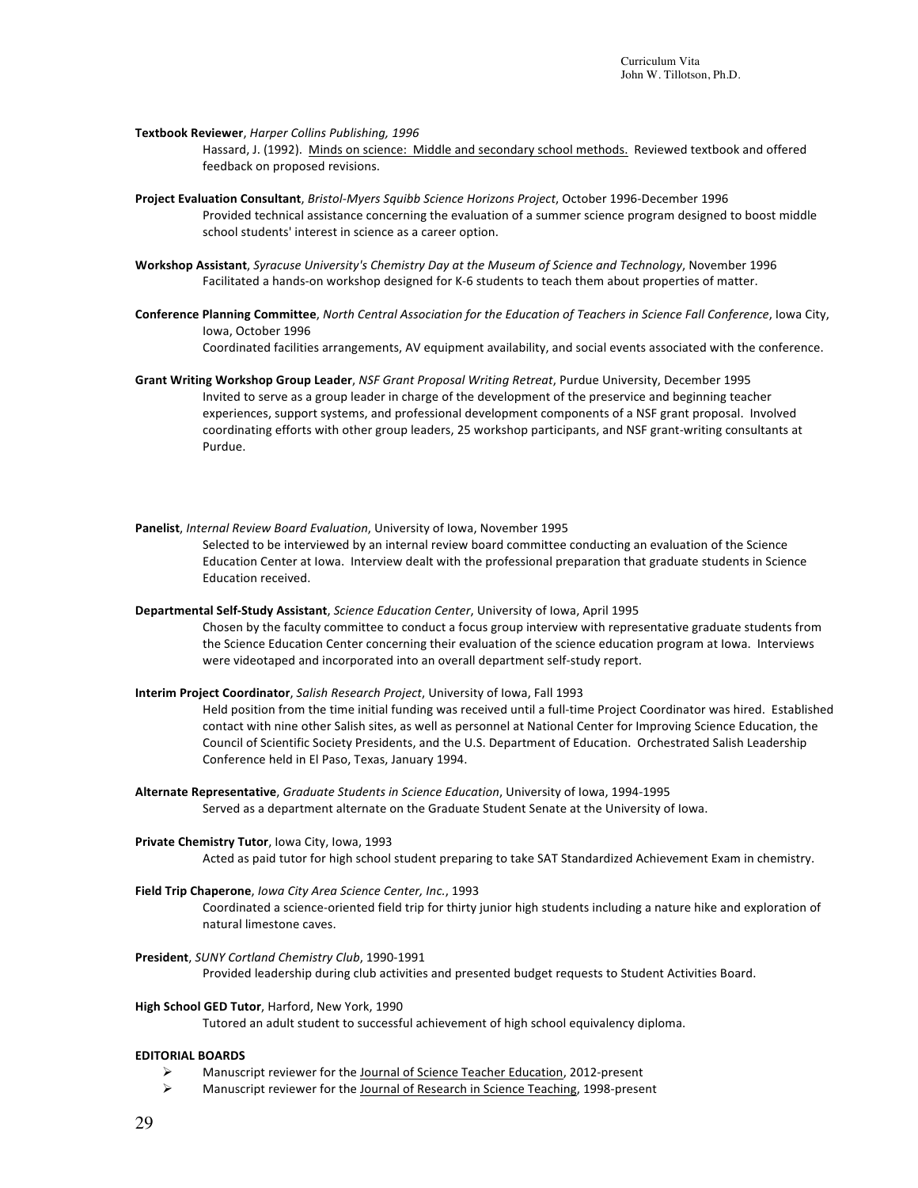**Textbook Reviewer**, *Harper Collins Publishing, 1996*

Hassard, J. (1992). Minds on science: Middle and secondary school methods. Reviewed textbook and offered feedback on proposed revisions.

**Project Evaluation Consultant**, *Bristol-Myers Squibb Science Horizons Project*, October 1996-December 1996

Provided technical assistance concerning the evaluation of a summer science program designed to boost middle school students' interest in science as a career option.

**Workshop Assistant**, *Syracuse University's Chemistry Day at the Museum of Science and Technology*, November 1996

Facilitated a hands-on workshop designed for K-6 students to teach them about properties of matter.

**Conference Planning Committee**, *North Central Association for the Education of Teachers in Science Fall Conference*, Iowa City, Iowa, October 1996

Coordinated facilities arrangements, AV equipment availability, and social events associated with the conference.

**Grant Writing Workshop Group Leader**, *NSF Grant Proposal Writing Retreat*, Purdue University, December 1995

Invited to serve as a group leader in charge of the development of the preservice and beginning teacher experiences, support systems, and professional development components of a NSF grant proposal. Involved coordinating efforts with other group leaders, 25 workshop participants, and NSF grant-writing consultants at Purdue.

**Panelist**, *Internal Review Board Evaluation*, University of Iowa, November 1995

Selected to be interviewed by an internal review board committee conducting an evaluation of the Science Education Center at Iowa. Interview dealt with the professional preparation that graduate students in Science Education received.

**Departmental Self-Study Assistant**, *Science Education Center*, University of Iowa, April 1995

Chosen by the faculty committee to conduct a focus group interview with representative graduate students from the Science Education Center concerning their evaluation of the science education program at Iowa. Interviews were videotaped and incorporated into an overall department self-study report.

**Interim Project Coordinator**, *Salish Research Project*, University of Iowa, Fall 1993

Held position from the time initial funding was received until a full-time Project Coordinator was hired. Established contact with nine other Salish sites, as well as personnel at National Center for Improving Science Education, the Council of Scientific Society Presidents, and the U.S. Department of Education. Orchestrated Salish Leadership Conference held in El Paso, Texas, January 1994.

**Alternate Representative**, *Graduate Students in Science Education*, University of Iowa, 1994-1995

Served as a department alternate on the Graduate Student Senate at the University of Iowa.

**Private Chemistry Tutor**, Iowa City, Iowa, 1993

Acted as paid tutor for high school student preparing to take SAT Standardized Achievement Exam in chemistry.

**Field Trip Chaperone**, *Iowa City Area Science Center, Inc.*, 1993

Coordinated a science-oriented field trip for thirty junior high students including a nature hike and exploration of natural limestone caves.

**President**, *SUNY Cortland Chemistry Club*, 1990-1991

Provided leadership during club activities and presented budget requests to Student Activities Board.

**High School GED Tutor**, Harford, New York, 1990

Tutored an adult student to successful achievement of high school equivalency diploma.

**EDITORIAL BOARDS**

- Manuscript reviewer for the Journal of Science Teacher Education, 2012-present
- Manuscript reviewer for the Journal of Research in Science Teaching, 1998-present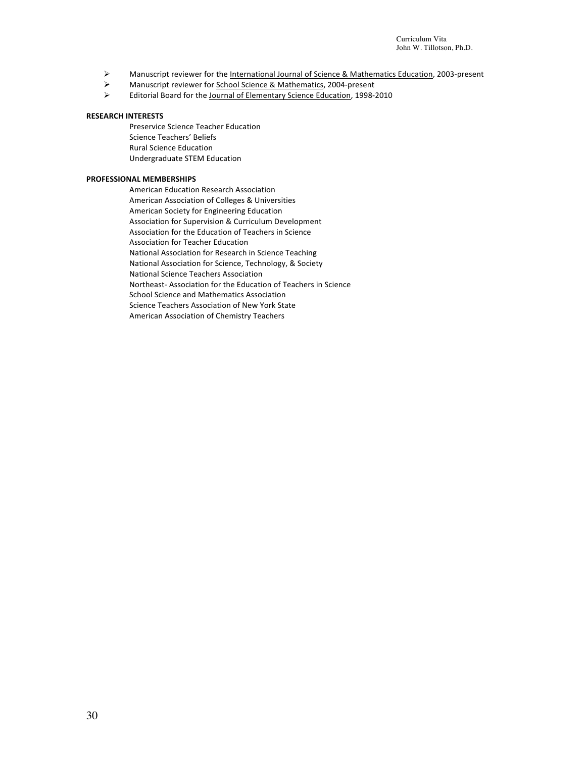- Manuscript reviewer for the International Journal of Science & Mathematics Education, 2003-present
- Manuscript reviewer for School Science & Mathematics, 2004-present
- Editorial Board for the Journal of Elementary Science Education, 1998-2010

**RESEARCH INTERESTS**

Preservice Science Teacher Education
Science Teachers' Beliefs
Rural Science Education
Undergraduate STEM Education

**PROFESSIONAL MEMBERSHIPS**

American Education Research Association
American Association of Colleges & Universities
American Society for Engineering Education
Association for Supervision & Curriculum Development
Association for the Education of Teachers in Science
Association for Teacher Education
National Association for Research in Science Teaching
National Association for Science, Technology, & Society
National Science Teachers Association
Northeast- Association for the Education of Teachers in Science
School Science and Mathematics Association
Science Teachers Association of New York State
American Association of Chemistry Teachers